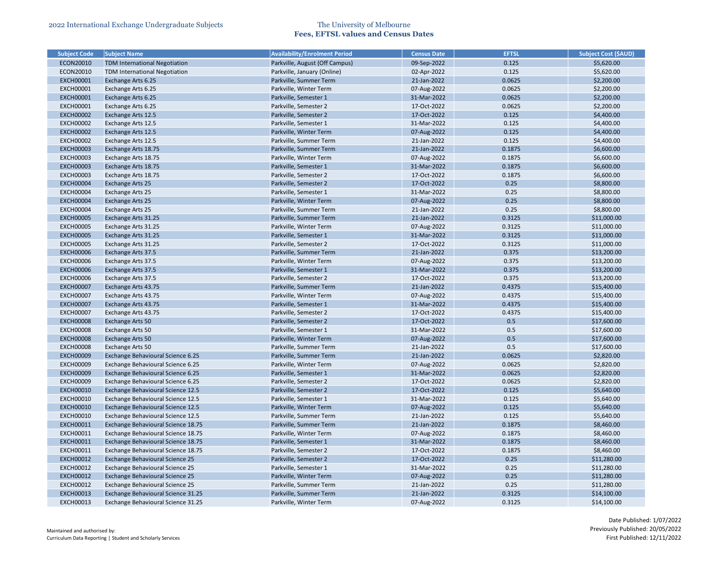2022 International Exchange Undergraduate Subjects

# The University of Melbourne
## Fees, EFTSL values and Census Dates

| Subject Code | Subject Name | Availability/Enrolment Period | Census Date | EFTSL | Subject Cost ($AUD) |
|---|---|---|---|---|---|
| ECON20010 | TDM International Negotiation | Parkville, August (Off Campus) | 09-Sep-2022 | 0.125 | $5,620.00 |
| ECON20010 | TDM International Negotiation | Parkville, January (Online) | 02-Apr-2022 | 0.125 | $5,620.00 |
| EXCH00001 | Exchange Arts 6.25 | Parkville, Summer Term | 21-Jan-2022 | 0.0625 | $2,200.00 |
| EXCH00001 | Exchange Arts 6.25 | Parkville, Winter Term | 07-Aug-2022 | 0.0625 | $2,200.00 |
| EXCH00001 | Exchange Arts 6.25 | Parkville, Semester 1 | 31-Mar-2022 | 0.0625 | $2,200.00 |
| EXCH00001 | Exchange Arts 6.25 | Parkville, Semester 2 | 17-Oct-2022 | 0.0625 | $2,200.00 |
| EXCH00002 | Exchange Arts 12.5 | Parkville, Semester 2 | 17-Oct-2022 | 0.125 | $4,400.00 |
| EXCH00002 | Exchange Arts 12.5 | Parkville, Semester 1 | 31-Mar-2022 | 0.125 | $4,400.00 |
| EXCH00002 | Exchange Arts 12.5 | Parkville, Winter Term | 07-Aug-2022 | 0.125 | $4,400.00 |
| EXCH00002 | Exchange Arts 12.5 | Parkville, Summer Term | 21-Jan-2022 | 0.125 | $4,400.00 |
| EXCH00003 | Exchange Arts 18.75 | Parkville, Summer Term | 21-Jan-2022 | 0.1875 | $6,600.00 |
| EXCH00003 | Exchange Arts 18.75 | Parkville, Winter Term | 07-Aug-2022 | 0.1875 | $6,600.00 |
| EXCH00003 | Exchange Arts 18.75 | Parkville, Semester 1 | 31-Mar-2022 | 0.1875 | $6,600.00 |
| EXCH00003 | Exchange Arts 18.75 | Parkville, Semester 2 | 17-Oct-2022 | 0.1875 | $6,600.00 |
| EXCH00004 | Exchange Arts 25 | Parkville, Semester 2 | 17-Oct-2022 | 0.25 | $8,800.00 |
| EXCH00004 | Exchange Arts 25 | Parkville, Semester 1 | 31-Mar-2022 | 0.25 | $8,800.00 |
| EXCH00004 | Exchange Arts 25 | Parkville, Winter Term | 07-Aug-2022 | 0.25 | $8,800.00 |
| EXCH00004 | Exchange Arts 25 | Parkville, Summer Term | 21-Jan-2022 | 0.25 | $8,800.00 |
| EXCH00005 | Exchange Arts 31.25 | Parkville, Summer Term | 21-Jan-2022 | 0.3125 | $11,000.00 |
| EXCH00005 | Exchange Arts 31.25 | Parkville, Winter Term | 07-Aug-2022 | 0.3125 | $11,000.00 |
| EXCH00005 | Exchange Arts 31.25 | Parkville, Semester 1 | 31-Mar-2022 | 0.3125 | $11,000.00 |
| EXCH00005 | Exchange Arts 31.25 | Parkville, Semester 2 | 17-Oct-2022 | 0.3125 | $11,000.00 |
| EXCH00006 | Exchange Arts 37.5 | Parkville, Summer Term | 21-Jan-2022 | 0.375 | $13,200.00 |
| EXCH00006 | Exchange Arts 37.5 | Parkville, Winter Term | 07-Aug-2022 | 0.375 | $13,200.00 |
| EXCH00006 | Exchange Arts 37.5 | Parkville, Semester 1 | 31-Mar-2022 | 0.375 | $13,200.00 |
| EXCH00006 | Exchange Arts 37.5 | Parkville, Semester 2 | 17-Oct-2022 | 0.375 | $13,200.00 |
| EXCH00007 | Exchange Arts 43.75 | Parkville, Summer Term | 21-Jan-2022 | 0.4375 | $15,400.00 |
| EXCH00007 | Exchange Arts 43.75 | Parkville, Winter Term | 07-Aug-2022 | 0.4375 | $15,400.00 |
| EXCH00007 | Exchange Arts 43.75 | Parkville, Semester 1 | 31-Mar-2022 | 0.4375 | $15,400.00 |
| EXCH00007 | Exchange Arts 43.75 | Parkville, Semester 2 | 17-Oct-2022 | 0.4375 | $15,400.00 |
| EXCH00008 | Exchange Arts 50 | Parkville, Semester 2 | 17-Oct-2022 | 0.5 | $17,600.00 |
| EXCH00008 | Exchange Arts 50 | Parkville, Semester 1 | 31-Mar-2022 | 0.5 | $17,600.00 |
| EXCH00008 | Exchange Arts 50 | Parkville, Winter Term | 07-Aug-2022 | 0.5 | $17,600.00 |
| EXCH00008 | Exchange Arts 50 | Parkville, Summer Term | 21-Jan-2022 | 0.5 | $17,600.00 |
| EXCH00009 | Exchange Behavioural Science 6.25 | Parkville, Summer Term | 21-Jan-2022 | 0.0625 | $2,820.00 |
| EXCH00009 | Exchange Behavioural Science 6.25 | Parkville, Winter Term | 07-Aug-2022 | 0.0625 | $2,820.00 |
| EXCH00009 | Exchange Behavioural Science 6.25 | Parkville, Semester 1 | 31-Mar-2022 | 0.0625 | $2,820.00 |
| EXCH00009 | Exchange Behavioural Science 6.25 | Parkville, Semester 2 | 17-Oct-2022 | 0.0625 | $2,820.00 |
| EXCH00010 | Exchange Behavioural Science 12.5 | Parkville, Semester 2 | 17-Oct-2022 | 0.125 | $5,640.00 |
| EXCH00010 | Exchange Behavioural Science 12.5 | Parkville, Semester 1 | 31-Mar-2022 | 0.125 | $5,640.00 |
| EXCH00010 | Exchange Behavioural Science 12.5 | Parkville, Winter Term | 07-Aug-2022 | 0.125 | $5,640.00 |
| EXCH00010 | Exchange Behavioural Science 12.5 | Parkville, Summer Term | 21-Jan-2022 | 0.125 | $5,640.00 |
| EXCH00011 | Exchange Behavioural Science 18.75 | Parkville, Summer Term | 21-Jan-2022 | 0.1875 | $8,460.00 |
| EXCH00011 | Exchange Behavioural Science 18.75 | Parkville, Winter Term | 07-Aug-2022 | 0.1875 | $8,460.00 |
| EXCH00011 | Exchange Behavioural Science 18.75 | Parkville, Semester 1 | 31-Mar-2022 | 0.1875 | $8,460.00 |
| EXCH00011 | Exchange Behavioural Science 18.75 | Parkville, Semester 2 | 17-Oct-2022 | 0.1875 | $8,460.00 |
| EXCH00012 | Exchange Behavioural Science 25 | Parkville, Semester 2 | 17-Oct-2022 | 0.25 | $11,280.00 |
| EXCH00012 | Exchange Behavioural Science 25 | Parkville, Semester 1 | 31-Mar-2022 | 0.25 | $11,280.00 |
| EXCH00012 | Exchange Behavioural Science 25 | Parkville, Winter Term | 07-Aug-2022 | 0.25 | $11,280.00 |
| EXCH00012 | Exchange Behavioural Science 25 | Parkville, Summer Term | 21-Jan-2022 | 0.25 | $11,280.00 |
| EXCH00013 | Exchange Behavioural Science 31.25 | Parkville, Summer Term | 21-Jan-2022 | 0.3125 | $14,100.00 |
| EXCH00013 | Exchange Behavioural Science 31.25 | Parkville, Winter Term | 07-Aug-2022 | 0.3125 | $14,100.00 |

Maintained and authorised by:
Curriculum Data Reporting | Student and Scholarly Services

Date Published: 1/07/2022
Previously Published: 20/05/2022
First Published: 12/11/2022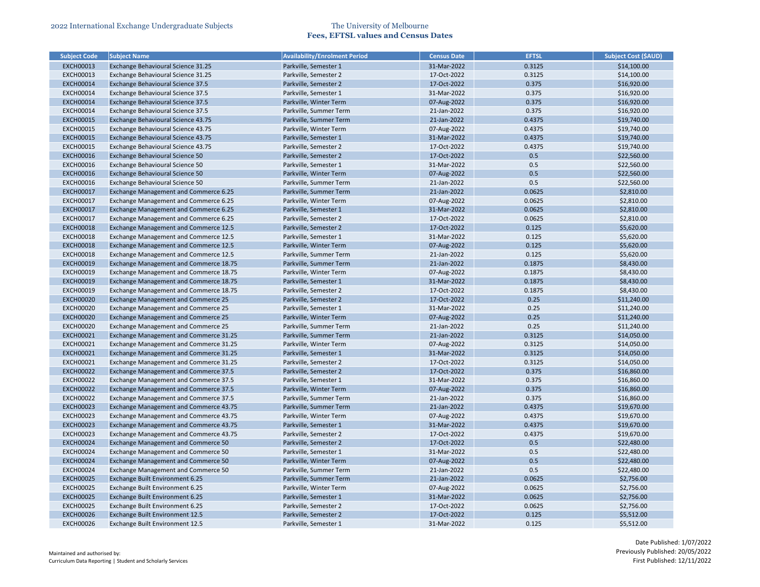| Subject Code | Subject Name | Availability/Enrolment Period | Census Date | EFTSL | Subject Cost ($AUD) |
|---|---|---|---|---|---|
| EXCH00013 | Exchange Behavioural Science 31.25 | Parkville, Semester 1 | 31-Mar-2022 | 0.3125 | $14,100.00 |
| EXCH00013 | Exchange Behavioural Science 31.25 | Parkville, Semester 2 | 17-Oct-2022 | 0.3125 | $14,100.00 |
| EXCH00014 | Exchange Behavioural Science 37.5 | Parkville, Semester 2 | 17-Oct-2022 | 0.375 | $16,920.00 |
| EXCH00014 | Exchange Behavioural Science 37.5 | Parkville, Semester 1 | 31-Mar-2022 | 0.375 | $16,920.00 |
| EXCH00014 | Exchange Behavioural Science 37.5 | Parkville, Winter Term | 07-Aug-2022 | 0.375 | $16,920.00 |
| EXCH00014 | Exchange Behavioural Science 37.5 | Parkville, Summer Term | 21-Jan-2022 | 0.375 | $16,920.00 |
| EXCH00015 | Exchange Behavioural Science 43.75 | Parkville, Summer Term | 21-Jan-2022 | 0.4375 | $19,740.00 |
| EXCH00015 | Exchange Behavioural Science 43.75 | Parkville, Winter Term | 07-Aug-2022 | 0.4375 | $19,740.00 |
| EXCH00015 | Exchange Behavioural Science 43.75 | Parkville, Semester 1 | 31-Mar-2022 | 0.4375 | $19,740.00 |
| EXCH00015 | Exchange Behavioural Science 43.75 | Parkville, Semester 2 | 17-Oct-2022 | 0.4375 | $19,740.00 |
| EXCH00016 | Exchange Behavioural Science 50 | Parkville, Semester 2 | 17-Oct-2022 | 0.5 | $22,560.00 |
| EXCH00016 | Exchange Behavioural Science 50 | Parkville, Semester 1 | 31-Mar-2022 | 0.5 | $22,560.00 |
| EXCH00016 | Exchange Behavioural Science 50 | Parkville, Winter Term | 07-Aug-2022 | 0.5 | $22,560.00 |
| EXCH00016 | Exchange Behavioural Science 50 | Parkville, Summer Term | 21-Jan-2022 | 0.5 | $22,560.00 |
| EXCH00017 | Exchange Management and Commerce 6.25 | Parkville, Summer Term | 21-Jan-2022 | 0.0625 | $2,810.00 |
| EXCH00017 | Exchange Management and Commerce 6.25 | Parkville, Winter Term | 07-Aug-2022 | 0.0625 | $2,810.00 |
| EXCH00017 | Exchange Management and Commerce 6.25 | Parkville, Semester 1 | 31-Mar-2022 | 0.0625 | $2,810.00 |
| EXCH00017 | Exchange Management and Commerce 6.25 | Parkville, Semester 2 | 17-Oct-2022 | 0.0625 | $2,810.00 |
| EXCH00018 | Exchange Management and Commerce 12.5 | Parkville, Semester 2 | 17-Oct-2022 | 0.125 | $5,620.00 |
| EXCH00018 | Exchange Management and Commerce 12.5 | Parkville, Semester 1 | 31-Mar-2022 | 0.125 | $5,620.00 |
| EXCH00018 | Exchange Management and Commerce 12.5 | Parkville, Winter Term | 07-Aug-2022 | 0.125 | $5,620.00 |
| EXCH00018 | Exchange Management and Commerce 12.5 | Parkville, Summer Term | 21-Jan-2022 | 0.125 | $5,620.00 |
| EXCH00019 | Exchange Management and Commerce 18.75 | Parkville, Summer Term | 21-Jan-2022 | 0.1875 | $8,430.00 |
| EXCH00019 | Exchange Management and Commerce 18.75 | Parkville, Winter Term | 07-Aug-2022 | 0.1875 | $8,430.00 |
| EXCH00019 | Exchange Management and Commerce 18.75 | Parkville, Semester 1 | 31-Mar-2022 | 0.1875 | $8,430.00 |
| EXCH00019 | Exchange Management and Commerce 18.75 | Parkville, Semester 2 | 17-Oct-2022 | 0.1875 | $8,430.00 |
| EXCH00020 | Exchange Management and Commerce 25 | Parkville, Semester 2 | 17-Oct-2022 | 0.25 | $11,240.00 |
| EXCH00020 | Exchange Management and Commerce 25 | Parkville, Semester 1 | 31-Mar-2022 | 0.25 | $11,240.00 |
| EXCH00020 | Exchange Management and Commerce 25 | Parkville, Winter Term | 07-Aug-2022 | 0.25 | $11,240.00 |
| EXCH00020 | Exchange Management and Commerce 25 | Parkville, Summer Term | 21-Jan-2022 | 0.25 | $11,240.00 |
| EXCH00021 | Exchange Management and Commerce 31.25 | Parkville, Summer Term | 21-Jan-2022 | 0.3125 | $14,050.00 |
| EXCH00021 | Exchange Management and Commerce 31.25 | Parkville, Winter Term | 07-Aug-2022 | 0.3125 | $14,050.00 |
| EXCH00021 | Exchange Management and Commerce 31.25 | Parkville, Semester 1 | 31-Mar-2022 | 0.3125 | $14,050.00 |
| EXCH00021 | Exchange Management and Commerce 31.25 | Parkville, Semester 2 | 17-Oct-2022 | 0.3125 | $14,050.00 |
| EXCH00022 | Exchange Management and Commerce 37.5 | Parkville, Semester 2 | 17-Oct-2022 | 0.375 | $16,860.00 |
| EXCH00022 | Exchange Management and Commerce 37.5 | Parkville, Semester 1 | 31-Mar-2022 | 0.375 | $16,860.00 |
| EXCH00022 | Exchange Management and Commerce 37.5 | Parkville, Winter Term | 07-Aug-2022 | 0.375 | $16,860.00 |
| EXCH00022 | Exchange Management and Commerce 37.5 | Parkville, Summer Term | 21-Jan-2022 | 0.375 | $16,860.00 |
| EXCH00023 | Exchange Management and Commerce 43.75 | Parkville, Summer Term | 21-Jan-2022 | 0.4375 | $19,670.00 |
| EXCH00023 | Exchange Management and Commerce 43.75 | Parkville, Winter Term | 07-Aug-2022 | 0.4375 | $19,670.00 |
| EXCH00023 | Exchange Management and Commerce 43.75 | Parkville, Semester 1 | 31-Mar-2022 | 0.4375 | $19,670.00 |
| EXCH00023 | Exchange Management and Commerce 43.75 | Parkville, Semester 2 | 17-Oct-2022 | 0.4375 | $19,670.00 |
| EXCH00024 | Exchange Management and Commerce 50 | Parkville, Semester 2 | 17-Oct-2022 | 0.5 | $22,480.00 |
| EXCH00024 | Exchange Management and Commerce 50 | Parkville, Semester 1 | 31-Mar-2022 | 0.5 | $22,480.00 |
| EXCH00024 | Exchange Management and Commerce 50 | Parkville, Winter Term | 07-Aug-2022 | 0.5 | $22,480.00 |
| EXCH00024 | Exchange Management and Commerce 50 | Parkville, Summer Term | 21-Jan-2022 | 0.5 | $22,480.00 |
| EXCH00025 | Exchange Built Environment 6.25 | Parkville, Summer Term | 21-Jan-2022 | 0.0625 | $2,756.00 |
| EXCH00025 | Exchange Built Environment 6.25 | Parkville, Winter Term | 07-Aug-2022 | 0.0625 | $2,756.00 |
| EXCH00025 | Exchange Built Environment 6.25 | Parkville, Semester 1 | 31-Mar-2022 | 0.0625 | $2,756.00 |
| EXCH00025 | Exchange Built Environment 6.25 | Parkville, Semester 2 | 17-Oct-2022 | 0.0625 | $2,756.00 |
| EXCH00026 | Exchange Built Environment 12.5 | Parkville, Semester 2 | 17-Oct-2022 | 0.125 | $5,512.00 |
| EXCH00026 | Exchange Built Environment 12.5 | Parkville, Semester 1 | 31-Mar-2022 | 0.125 | $5,512.00 |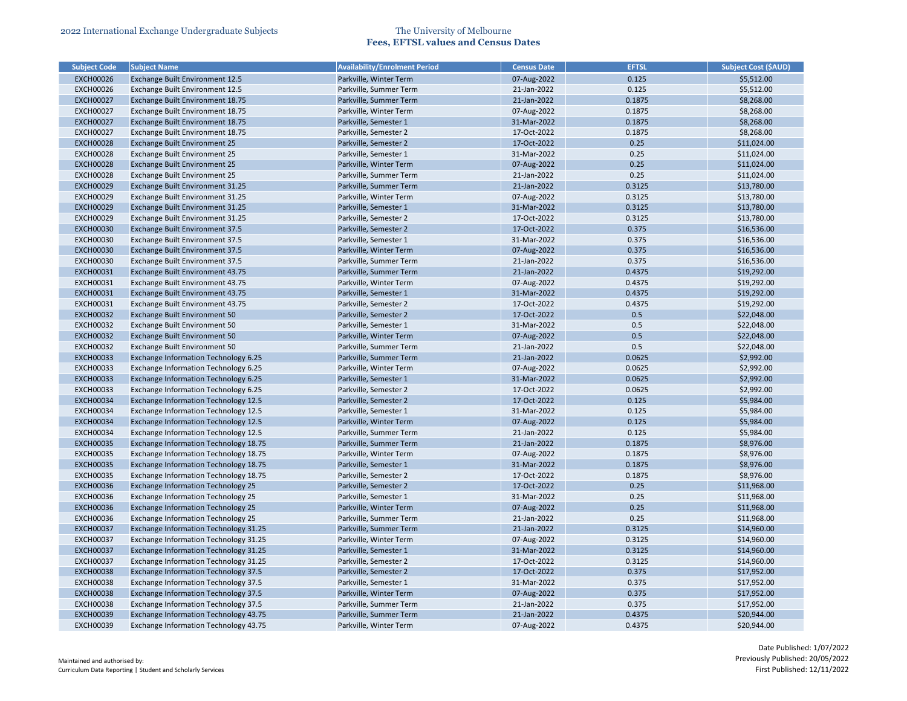| Subject Code | Subject Name | Availability/Enrolment Period | Census Date | EFTSL | Subject Cost ($AUD) |
| --- | --- | --- | --- | --- | --- |
| EXCH00026 | Exchange Built Environment 12.5 | Parkville, Winter Term | 07-Aug-2022 | 0.125 | $5,512.00 |
| EXCH00026 | Exchange Built Environment 12.5 | Parkville, Summer Term | 21-Jan-2022 | 0.125 | $5,512.00 |
| EXCH00027 | Exchange Built Environment 18.75 | Parkville, Summer Term | 21-Jan-2022 | 0.1875 | $8,268.00 |
| EXCH00027 | Exchange Built Environment 18.75 | Parkville, Winter Term | 07-Aug-2022 | 0.1875 | $8,268.00 |
| EXCH00027 | Exchange Built Environment 18.75 | Parkville, Semester 1 | 31-Mar-2022 | 0.1875 | $8,268.00 |
| EXCH00027 | Exchange Built Environment 18.75 | Parkville, Semester 2 | 17-Oct-2022 | 0.1875 | $8,268.00 |
| EXCH00028 | Exchange Built Environment 25 | Parkville, Semester 2 | 17-Oct-2022 | 0.25 | $11,024.00 |
| EXCH00028 | Exchange Built Environment 25 | Parkville, Semester 1 | 31-Mar-2022 | 0.25 | $11,024.00 |
| EXCH00028 | Exchange Built Environment 25 | Parkville, Winter Term | 07-Aug-2022 | 0.25 | $11,024.00 |
| EXCH00028 | Exchange Built Environment 25 | Parkville, Summer Term | 21-Jan-2022 | 0.25 | $11,024.00 |
| EXCH00029 | Exchange Built Environment 31.25 | Parkville, Summer Term | 21-Jan-2022 | 0.3125 | $13,780.00 |
| EXCH00029 | Exchange Built Environment 31.25 | Parkville, Winter Term | 07-Aug-2022 | 0.3125 | $13,780.00 |
| EXCH00029 | Exchange Built Environment 31.25 | Parkville, Semester 1 | 31-Mar-2022 | 0.3125 | $13,780.00 |
| EXCH00029 | Exchange Built Environment 31.25 | Parkville, Semester 2 | 17-Oct-2022 | 0.3125 | $13,780.00 |
| EXCH00030 | Exchange Built Environment 37.5 | Parkville, Semester 2 | 17-Oct-2022 | 0.375 | $16,536.00 |
| EXCH00030 | Exchange Built Environment 37.5 | Parkville, Semester 1 | 31-Mar-2022 | 0.375 | $16,536.00 |
| EXCH00030 | Exchange Built Environment 37.5 | Parkville, Winter Term | 07-Aug-2022 | 0.375 | $16,536.00 |
| EXCH00030 | Exchange Built Environment 37.5 | Parkville, Summer Term | 21-Jan-2022 | 0.375 | $16,536.00 |
| EXCH00031 | Exchange Built Environment 43.75 | Parkville, Summer Term | 21-Jan-2022 | 0.4375 | $19,292.00 |
| EXCH00031 | Exchange Built Environment 43.75 | Parkville, Winter Term | 07-Aug-2022 | 0.4375 | $19,292.00 |
| EXCH00031 | Exchange Built Environment 43.75 | Parkville, Semester 1 | 31-Mar-2022 | 0.4375 | $19,292.00 |
| EXCH00031 | Exchange Built Environment 43.75 | Parkville, Semester 2 | 17-Oct-2022 | 0.4375 | $19,292.00 |
| EXCH00032 | Exchange Built Environment 50 | Parkville, Semester 2 | 17-Oct-2022 | 0.5 | $22,048.00 |
| EXCH00032 | Exchange Built Environment 50 | Parkville, Semester 1 | 31-Mar-2022 | 0.5 | $22,048.00 |
| EXCH00032 | Exchange Built Environment 50 | Parkville, Winter Term | 07-Aug-2022 | 0.5 | $22,048.00 |
| EXCH00032 | Exchange Built Environment 50 | Parkville, Summer Term | 21-Jan-2022 | 0.5 | $22,048.00 |
| EXCH00033 | Exchange Information Technology 6.25 | Parkville, Summer Term | 21-Jan-2022 | 0.0625 | $2,992.00 |
| EXCH00033 | Exchange Information Technology 6.25 | Parkville, Winter Term | 07-Aug-2022 | 0.0625 | $2,992.00 |
| EXCH00033 | Exchange Information Technology 6.25 | Parkville, Semester 1 | 31-Mar-2022 | 0.0625 | $2,992.00 |
| EXCH00033 | Exchange Information Technology 6.25 | Parkville, Semester 2 | 17-Oct-2022 | 0.0625 | $2,992.00 |
| EXCH00034 | Exchange Information Technology 12.5 | Parkville, Semester 2 | 17-Oct-2022 | 0.125 | $5,984.00 |
| EXCH00034 | Exchange Information Technology 12.5 | Parkville, Semester 1 | 31-Mar-2022 | 0.125 | $5,984.00 |
| EXCH00034 | Exchange Information Technology 12.5 | Parkville, Winter Term | 07-Aug-2022 | 0.125 | $5,984.00 |
| EXCH00034 | Exchange Information Technology 12.5 | Parkville, Summer Term | 21-Jan-2022 | 0.125 | $5,984.00 |
| EXCH00035 | Exchange Information Technology 18.75 | Parkville, Summer Term | 21-Jan-2022 | 0.1875 | $8,976.00 |
| EXCH00035 | Exchange Information Technology 18.75 | Parkville, Winter Term | 07-Aug-2022 | 0.1875 | $8,976.00 |
| EXCH00035 | Exchange Information Technology 18.75 | Parkville, Semester 1 | 31-Mar-2022 | 0.1875 | $8,976.00 |
| EXCH00035 | Exchange Information Technology 18.75 | Parkville, Semester 2 | 17-Oct-2022 | 0.1875 | $8,976.00 |
| EXCH00036 | Exchange Information Technology 25 | Parkville, Semester 2 | 17-Oct-2022 | 0.25 | $11,968.00 |
| EXCH00036 | Exchange Information Technology 25 | Parkville, Semester 1 | 31-Mar-2022 | 0.25 | $11,968.00 |
| EXCH00036 | Exchange Information Technology 25 | Parkville, Winter Term | 07-Aug-2022 | 0.25 | $11,968.00 |
| EXCH00036 | Exchange Information Technology 25 | Parkville, Summer Term | 21-Jan-2022 | 0.25 | $11,968.00 |
| EXCH00037 | Exchange Information Technology 31.25 | Parkville, Summer Term | 21-Jan-2022 | 0.3125 | $14,960.00 |
| EXCH00037 | Exchange Information Technology 31.25 | Parkville, Winter Term | 07-Aug-2022 | 0.3125 | $14,960.00 |
| EXCH00037 | Exchange Information Technology 31.25 | Parkville, Semester 1 | 31-Mar-2022 | 0.3125 | $14,960.00 |
| EXCH00037 | Exchange Information Technology 31.25 | Parkville, Semester 2 | 17-Oct-2022 | 0.3125 | $14,960.00 |
| EXCH00038 | Exchange Information Technology 37.5 | Parkville, Semester 2 | 17-Oct-2022 | 0.375 | $17,952.00 |
| EXCH00038 | Exchange Information Technology 37.5 | Parkville, Semester 1 | 31-Mar-2022 | 0.375 | $17,952.00 |
| EXCH00038 | Exchange Information Technology 37.5 | Parkville, Winter Term | 07-Aug-2022 | 0.375 | $17,952.00 |
| EXCH00038 | Exchange Information Technology 37.5 | Parkville, Summer Term | 21-Jan-2022 | 0.375 | $17,952.00 |
| EXCH00039 | Exchange Information Technology 43.75 | Parkville, Summer Term | 21-Jan-2022 | 0.4375 | $20,944.00 |
| EXCH00039 | Exchange Information Technology 43.75 | Parkville, Winter Term | 07-Aug-2022 | 0.4375 | $20,944.00 |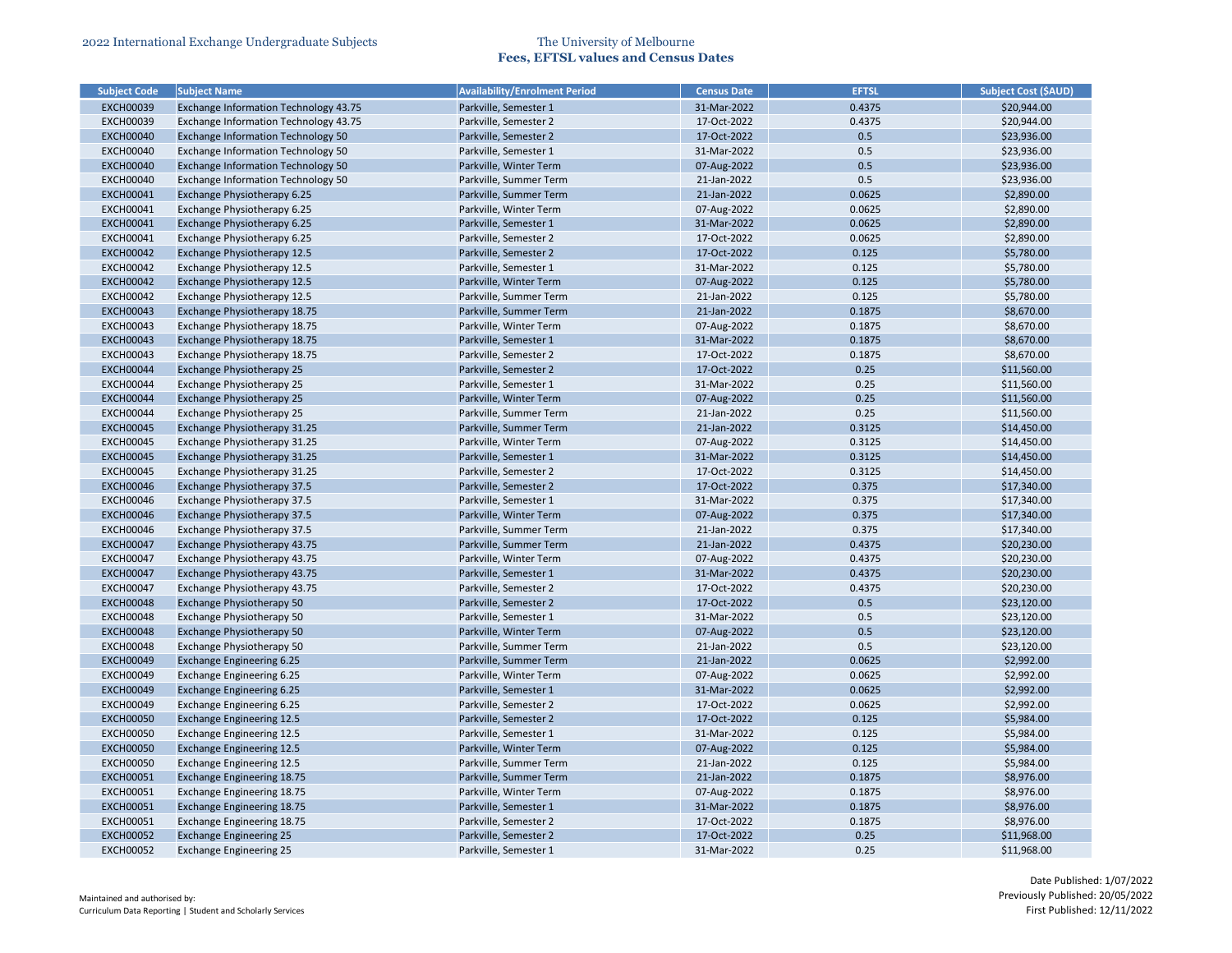| Subject Code | Subject Name | Availability/Enrolment Period | Census Date | EFTSL | Subject Cost ($AUD) |
|---|---|---|---|---|---|
| EXCH00039 | Exchange Information Technology 43.75 | Parkville, Semester 1 | 31-Mar-2022 | 0.4375 | $20,944.00 |
| EXCH00039 | Exchange Information Technology 43.75 | Parkville, Semester 2 | 17-Oct-2022 | 0.4375 | $20,944.00 |
| EXCH00040 | Exchange Information Technology 50 | Parkville, Semester 2 | 17-Oct-2022 | 0.5 | $23,936.00 |
| EXCH00040 | Exchange Information Technology 50 | Parkville, Semester 1 | 31-Mar-2022 | 0.5 | $23,936.00 |
| EXCH00040 | Exchange Information Technology 50 | Parkville, Winter Term | 07-Aug-2022 | 0.5 | $23,936.00 |
| EXCH00040 | Exchange Information Technology 50 | Parkville, Summer Term | 21-Jan-2022 | 0.5 | $23,936.00 |
| EXCH00041 | Exchange Physiotherapy 6.25 | Parkville, Summer Term | 21-Jan-2022 | 0.0625 | $2,890.00 |
| EXCH00041 | Exchange Physiotherapy 6.25 | Parkville, Winter Term | 07-Aug-2022 | 0.0625 | $2,890.00 |
| EXCH00041 | Exchange Physiotherapy 6.25 | Parkville, Semester 1 | 31-Mar-2022 | 0.0625 | $2,890.00 |
| EXCH00041 | Exchange Physiotherapy 6.25 | Parkville, Semester 2 | 17-Oct-2022 | 0.0625 | $2,890.00 |
| EXCH00042 | Exchange Physiotherapy 12.5 | Parkville, Semester 2 | 17-Oct-2022 | 0.125 | $5,780.00 |
| EXCH00042 | Exchange Physiotherapy 12.5 | Parkville, Semester 1 | 31-Mar-2022 | 0.125 | $5,780.00 |
| EXCH00042 | Exchange Physiotherapy 12.5 | Parkville, Winter Term | 07-Aug-2022 | 0.125 | $5,780.00 |
| EXCH00042 | Exchange Physiotherapy 12.5 | Parkville, Summer Term | 21-Jan-2022 | 0.125 | $5,780.00 |
| EXCH00043 | Exchange Physiotherapy 18.75 | Parkville, Summer Term | 21-Jan-2022 | 0.1875 | $8,670.00 |
| EXCH00043 | Exchange Physiotherapy 18.75 | Parkville, Winter Term | 07-Aug-2022 | 0.1875 | $8,670.00 |
| EXCH00043 | Exchange Physiotherapy 18.75 | Parkville, Semester 1 | 31-Mar-2022 | 0.1875 | $8,670.00 |
| EXCH00043 | Exchange Physiotherapy 18.75 | Parkville, Semester 2 | 17-Oct-2022 | 0.1875 | $8,670.00 |
| EXCH00044 | Exchange Physiotherapy 25 | Parkville, Semester 2 | 17-Oct-2022 | 0.25 | $11,560.00 |
| EXCH00044 | Exchange Physiotherapy 25 | Parkville, Semester 1 | 31-Mar-2022 | 0.25 | $11,560.00 |
| EXCH00044 | Exchange Physiotherapy 25 | Parkville, Winter Term | 07-Aug-2022 | 0.25 | $11,560.00 |
| EXCH00044 | Exchange Physiotherapy 25 | Parkville, Summer Term | 21-Jan-2022 | 0.25 | $11,560.00 |
| EXCH00045 | Exchange Physiotherapy 31.25 | Parkville, Summer Term | 21-Jan-2022 | 0.3125 | $14,450.00 |
| EXCH00045 | Exchange Physiotherapy 31.25 | Parkville, Winter Term | 07-Aug-2022 | 0.3125 | $14,450.00 |
| EXCH00045 | Exchange Physiotherapy 31.25 | Parkville, Semester 1 | 31-Mar-2022 | 0.3125 | $14,450.00 |
| EXCH00045 | Exchange Physiotherapy 31.25 | Parkville, Semester 2 | 17-Oct-2022 | 0.3125 | $14,450.00 |
| EXCH00046 | Exchange Physiotherapy 37.5 | Parkville, Semester 2 | 17-Oct-2022 | 0.375 | $17,340.00 |
| EXCH00046 | Exchange Physiotherapy 37.5 | Parkville, Semester 1 | 31-Mar-2022 | 0.375 | $17,340.00 |
| EXCH00046 | Exchange Physiotherapy 37.5 | Parkville, Winter Term | 07-Aug-2022 | 0.375 | $17,340.00 |
| EXCH00046 | Exchange Physiotherapy 37.5 | Parkville, Summer Term | 21-Jan-2022 | 0.375 | $17,340.00 |
| EXCH00047 | Exchange Physiotherapy 43.75 | Parkville, Summer Term | 21-Jan-2022 | 0.4375 | $20,230.00 |
| EXCH00047 | Exchange Physiotherapy 43.75 | Parkville, Winter Term | 07-Aug-2022 | 0.4375 | $20,230.00 |
| EXCH00047 | Exchange Physiotherapy 43.75 | Parkville, Semester 1 | 31-Mar-2022 | 0.4375 | $20,230.00 |
| EXCH00047 | Exchange Physiotherapy 43.75 | Parkville, Semester 2 | 17-Oct-2022 | 0.4375 | $20,230.00 |
| EXCH00048 | Exchange Physiotherapy 50 | Parkville, Semester 2 | 17-Oct-2022 | 0.5 | $23,120.00 |
| EXCH00048 | Exchange Physiotherapy 50 | Parkville, Semester 1 | 31-Mar-2022 | 0.5 | $23,120.00 |
| EXCH00048 | Exchange Physiotherapy 50 | Parkville, Winter Term | 07-Aug-2022 | 0.5 | $23,120.00 |
| EXCH00048 | Exchange Physiotherapy 50 | Parkville, Summer Term | 21-Jan-2022 | 0.5 | $23,120.00 |
| EXCH00049 | Exchange Engineering 6.25 | Parkville, Summer Term | 21-Jan-2022 | 0.0625 | $2,992.00 |
| EXCH00049 | Exchange Engineering 6.25 | Parkville, Winter Term | 07-Aug-2022 | 0.0625 | $2,992.00 |
| EXCH00049 | Exchange Engineering 6.25 | Parkville, Semester 1 | 31-Mar-2022 | 0.0625 | $2,992.00 |
| EXCH00049 | Exchange Engineering 6.25 | Parkville, Semester 2 | 17-Oct-2022 | 0.0625 | $2,992.00 |
| EXCH00050 | Exchange Engineering 12.5 | Parkville, Semester 2 | 17-Oct-2022 | 0.125 | $5,984.00 |
| EXCH00050 | Exchange Engineering 12.5 | Parkville, Semester 1 | 31-Mar-2022 | 0.125 | $5,984.00 |
| EXCH00050 | Exchange Engineering 12.5 | Parkville, Winter Term | 07-Aug-2022 | 0.125 | $5,984.00 |
| EXCH00050 | Exchange Engineering 12.5 | Parkville, Summer Term | 21-Jan-2022 | 0.125 | $5,984.00 |
| EXCH00051 | Exchange Engineering 18.75 | Parkville, Summer Term | 21-Jan-2022 | 0.1875 | $8,976.00 |
| EXCH00051 | Exchange Engineering 18.75 | Parkville, Winter Term | 07-Aug-2022 | 0.1875 | $8,976.00 |
| EXCH00051 | Exchange Engineering 18.75 | Parkville, Semester 1 | 31-Mar-2022 | 0.1875 | $8,976.00 |
| EXCH00051 | Exchange Engineering 18.75 | Parkville, Semester 2 | 17-Oct-2022 | 0.1875 | $8,976.00 |
| EXCH00052 | Exchange Engineering 25 | Parkville, Semester 2 | 17-Oct-2022 | 0.25 | $11,968.00 |
| EXCH00052 | Exchange Engineering 25 | Parkville, Semester 1 | 31-Mar-2022 | 0.25 | $11,968.00 |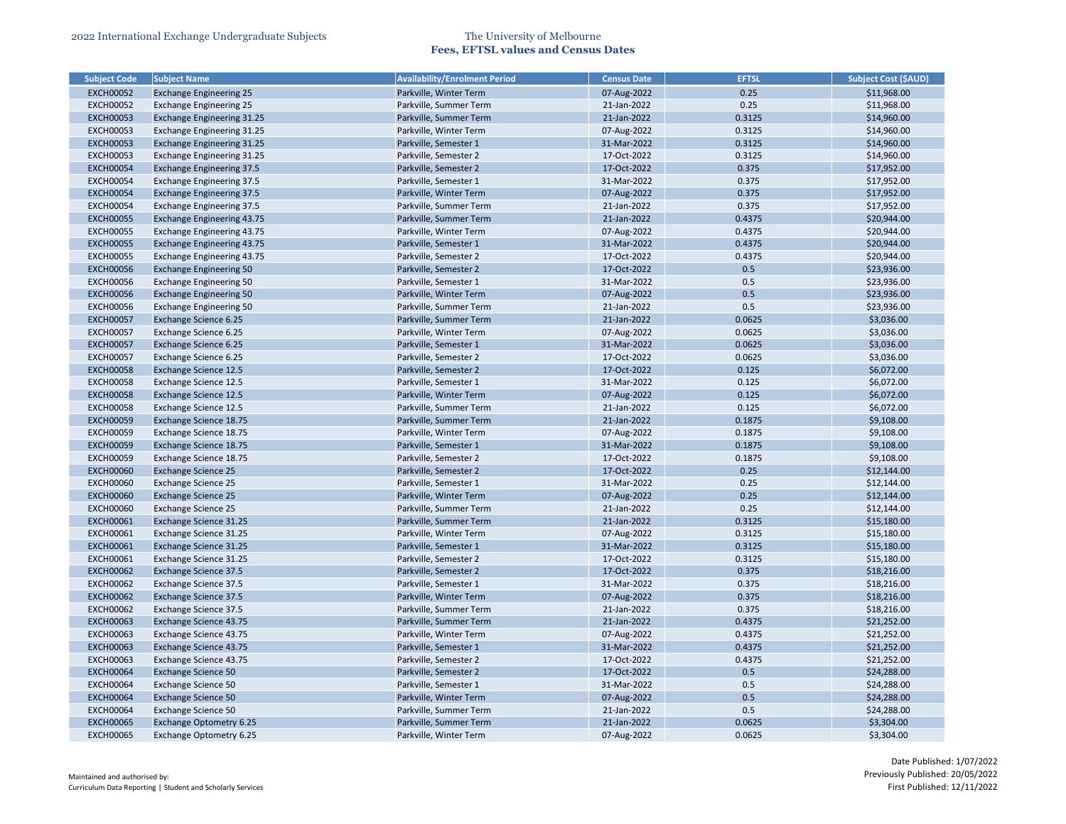| Subject Code | Subject Name | Availability/Enrolment Period | Census Date | EFTSL | Subject Cost ($AUD) |
|---|---|---|---|---|---|
| EXCH00052 | Exchange Engineering 25 | Parkville, Winter Term | 07-Aug-2022 | 0.25 | $11,968.00 |
| EXCH00052 | Exchange Engineering 25 | Parkville, Summer Term | 21-Jan-2022 | 0.25 | $11,968.00 |
| EXCH00053 | Exchange Engineering 31.25 | Parkville, Summer Term | 21-Jan-2022 | 0.3125 | $14,960.00 |
| EXCH00053 | Exchange Engineering 31.25 | Parkville, Winter Term | 07-Aug-2022 | 0.3125 | $14,960.00 |
| EXCH00053 | Exchange Engineering 31.25 | Parkville, Semester 1 | 31-Mar-2022 | 0.3125 | $14,960.00 |
| EXCH00053 | Exchange Engineering 31.25 | Parkville, Semester 2 | 17-Oct-2022 | 0.3125 | $14,960.00 |
| EXCH00054 | Exchange Engineering 37.5 | Parkville, Semester 2 | 17-Oct-2022 | 0.375 | $17,952.00 |
| EXCH00054 | Exchange Engineering 37.5 | Parkville, Semester 1 | 31-Mar-2022 | 0.375 | $17,952.00 |
| EXCH00054 | Exchange Engineering 37.5 | Parkville, Winter Term | 07-Aug-2022 | 0.375 | $17,952.00 |
| EXCH00054 | Exchange Engineering 37.5 | Parkville, Summer Term | 21-Jan-2022 | 0.375 | $17,952.00 |
| EXCH00055 | Exchange Engineering 43.75 | Parkville, Summer Term | 21-Jan-2022 | 0.4375 | $20,944.00 |
| EXCH00055 | Exchange Engineering 43.75 | Parkville, Winter Term | 07-Aug-2022 | 0.4375 | $20,944.00 |
| EXCH00055 | Exchange Engineering 43.75 | Parkville, Semester 1 | 31-Mar-2022 | 0.4375 | $20,944.00 |
| EXCH00055 | Exchange Engineering 43.75 | Parkville, Semester 2 | 17-Oct-2022 | 0.4375 | $20,944.00 |
| EXCH00056 | Exchange Engineering 50 | Parkville, Semester 2 | 17-Oct-2022 | 0.5 | $23,936.00 |
| EXCH00056 | Exchange Engineering 50 | Parkville, Semester 1 | 31-Mar-2022 | 0.5 | $23,936.00 |
| EXCH00056 | Exchange Engineering 50 | Parkville, Winter Term | 07-Aug-2022 | 0.5 | $23,936.00 |
| EXCH00056 | Exchange Engineering 50 | Parkville, Summer Term | 21-Jan-2022 | 0.5 | $23,936.00 |
| EXCH00057 | Exchange Science 6.25 | Parkville, Summer Term | 21-Jan-2022 | 0.0625 | $3,036.00 |
| EXCH00057 | Exchange Science 6.25 | Parkville, Winter Term | 07-Aug-2022 | 0.0625 | $3,036.00 |
| EXCH00057 | Exchange Science 6.25 | Parkville, Semester 1 | 31-Mar-2022 | 0.0625 | $3,036.00 |
| EXCH00057 | Exchange Science 6.25 | Parkville, Semester 2 | 17-Oct-2022 | 0.0625 | $3,036.00 |
| EXCH00058 | Exchange Science 12.5 | Parkville, Semester 2 | 17-Oct-2022 | 0.125 | $6,072.00 |
| EXCH00058 | Exchange Science 12.5 | Parkville, Semester 1 | 31-Mar-2022 | 0.125 | $6,072.00 |
| EXCH00058 | Exchange Science 12.5 | Parkville, Winter Term | 07-Aug-2022 | 0.125 | $6,072.00 |
| EXCH00058 | Exchange Science 12.5 | Parkville, Summer Term | 21-Jan-2022 | 0.125 | $6,072.00 |
| EXCH00059 | Exchange Science 18.75 | Parkville, Summer Term | 21-Jan-2022 | 0.1875 | $9,108.00 |
| EXCH00059 | Exchange Science 18.75 | Parkville, Winter Term | 07-Aug-2022 | 0.1875 | $9,108.00 |
| EXCH00059 | Exchange Science 18.75 | Parkville, Semester 1 | 31-Mar-2022 | 0.1875 | $9,108.00 |
| EXCH00059 | Exchange Science 18.75 | Parkville, Semester 2 | 17-Oct-2022 | 0.1875 | $9,108.00 |
| EXCH00060 | Exchange Science 25 | Parkville, Semester 2 | 17-Oct-2022 | 0.25 | $12,144.00 |
| EXCH00060 | Exchange Science 25 | Parkville, Semester 1 | 31-Mar-2022 | 0.25 | $12,144.00 |
| EXCH00060 | Exchange Science 25 | Parkville, Winter Term | 07-Aug-2022 | 0.25 | $12,144.00 |
| EXCH00060 | Exchange Science 25 | Parkville, Summer Term | 21-Jan-2022 | 0.25 | $12,144.00 |
| EXCH00061 | Exchange Science 31.25 | Parkville, Summer Term | 21-Jan-2022 | 0.3125 | $15,180.00 |
| EXCH00061 | Exchange Science 31.25 | Parkville, Winter Term | 07-Aug-2022 | 0.3125 | $15,180.00 |
| EXCH00061 | Exchange Science 31.25 | Parkville, Semester 1 | 31-Mar-2022 | 0.3125 | $15,180.00 |
| EXCH00061 | Exchange Science 31.25 | Parkville, Semester 2 | 17-Oct-2022 | 0.3125 | $15,180.00 |
| EXCH00062 | Exchange Science 37.5 | Parkville, Semester 2 | 17-Oct-2022 | 0.375 | $18,216.00 |
| EXCH00062 | Exchange Science 37.5 | Parkville, Semester 1 | 31-Mar-2022 | 0.375 | $18,216.00 |
| EXCH00062 | Exchange Science 37.5 | Parkville, Winter Term | 07-Aug-2022 | 0.375 | $18,216.00 |
| EXCH00062 | Exchange Science 37.5 | Parkville, Summer Term | 21-Jan-2022 | 0.375 | $18,216.00 |
| EXCH00063 | Exchange Science 43.75 | Parkville, Summer Term | 21-Jan-2022 | 0.4375 | $21,252.00 |
| EXCH00063 | Exchange Science 43.75 | Parkville, Winter Term | 07-Aug-2022 | 0.4375 | $21,252.00 |
| EXCH00063 | Exchange Science 43.75 | Parkville, Semester 1 | 31-Mar-2022 | 0.4375 | $21,252.00 |
| EXCH00063 | Exchange Science 43.75 | Parkville, Semester 2 | 17-Oct-2022 | 0.4375 | $21,252.00 |
| EXCH00064 | Exchange Science 50 | Parkville, Semester 2 | 17-Oct-2022 | 0.5 | $24,288.00 |
| EXCH00064 | Exchange Science 50 | Parkville, Semester 1 | 31-Mar-2022 | 0.5 | $24,288.00 |
| EXCH00064 | Exchange Science 50 | Parkville, Winter Term | 07-Aug-2022 | 0.5 | $24,288.00 |
| EXCH00064 | Exchange Science 50 | Parkville, Summer Term | 21-Jan-2022 | 0.5 | $24,288.00 |
| EXCH00065 | Exchange Optometry 6.25 | Parkville, Summer Term | 21-Jan-2022 | 0.0625 | $3,304.00 |
| EXCH00065 | Exchange Optometry 6.25 | Parkville, Winter Term | 07-Aug-2022 | 0.0625 | $3,304.00 |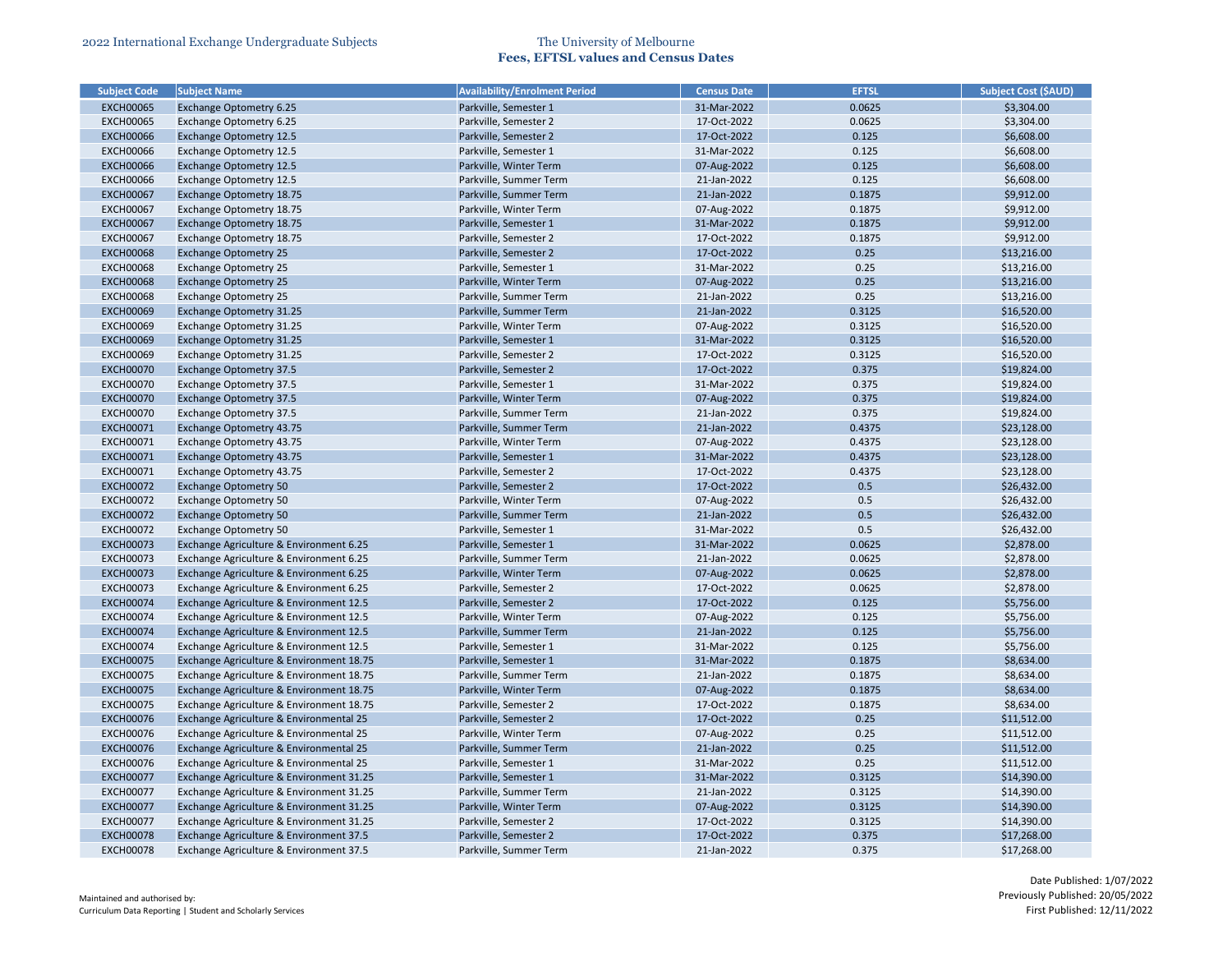| Subject Code | Subject Name | Availability/Enrolment Period | Census Date | EFTSL | Subject Cost ($AUD) |
|---|---|---|---|---|---|
| EXCH00065 | Exchange Optometry 6.25 | Parkville, Semester 1 | 31-Mar-2022 | 0.0625 | $3,304.00 |
| EXCH00065 | Exchange Optometry 6.25 | Parkville, Semester 2 | 17-Oct-2022 | 0.0625 | $3,304.00 |
| EXCH00066 | Exchange Optometry 12.5 | Parkville, Semester 2 | 17-Oct-2022 | 0.125 | $6,608.00 |
| EXCH00066 | Exchange Optometry 12.5 | Parkville, Semester 1 | 31-Mar-2022 | 0.125 | $6,608.00 |
| EXCH00066 | Exchange Optometry 12.5 | Parkville, Winter Term | 07-Aug-2022 | 0.125 | $6,608.00 |
| EXCH00066 | Exchange Optometry 12.5 | Parkville, Summer Term | 21-Jan-2022 | 0.125 | $6,608.00 |
| EXCH00067 | Exchange Optometry 18.75 | Parkville, Summer Term | 21-Jan-2022 | 0.1875 | $9,912.00 |
| EXCH00067 | Exchange Optometry 18.75 | Parkville, Winter Term | 07-Aug-2022 | 0.1875 | $9,912.00 |
| EXCH00067 | Exchange Optometry 18.75 | Parkville, Semester 1 | 31-Mar-2022 | 0.1875 | $9,912.00 |
| EXCH00067 | Exchange Optometry 18.75 | Parkville, Semester 2 | 17-Oct-2022 | 0.1875 | $9,912.00 |
| EXCH00068 | Exchange Optometry 25 | Parkville, Semester 2 | 17-Oct-2022 | 0.25 | $13,216.00 |
| EXCH00068 | Exchange Optometry 25 | Parkville, Semester 1 | 31-Mar-2022 | 0.25 | $13,216.00 |
| EXCH00068 | Exchange Optometry 25 | Parkville, Winter Term | 07-Aug-2022 | 0.25 | $13,216.00 |
| EXCH00068 | Exchange Optometry 25 | Parkville, Summer Term | 21-Jan-2022 | 0.25 | $13,216.00 |
| EXCH00069 | Exchange Optometry 31.25 | Parkville, Summer Term | 21-Jan-2022 | 0.3125 | $16,520.00 |
| EXCH00069 | Exchange Optometry 31.25 | Parkville, Winter Term | 07-Aug-2022 | 0.3125 | $16,520.00 |
| EXCH00069 | Exchange Optometry 31.25 | Parkville, Semester 1 | 31-Mar-2022 | 0.3125 | $16,520.00 |
| EXCH00069 | Exchange Optometry 31.25 | Parkville, Semester 2 | 17-Oct-2022 | 0.3125 | $16,520.00 |
| EXCH00070 | Exchange Optometry 37.5 | Parkville, Semester 2 | 17-Oct-2022 | 0.375 | $19,824.00 |
| EXCH00070 | Exchange Optometry 37.5 | Parkville, Semester 1 | 31-Mar-2022 | 0.375 | $19,824.00 |
| EXCH00070 | Exchange Optometry 37.5 | Parkville, Winter Term | 07-Aug-2022 | 0.375 | $19,824.00 |
| EXCH00070 | Exchange Optometry 37.5 | Parkville, Summer Term | 21-Jan-2022 | 0.375 | $19,824.00 |
| EXCH00071 | Exchange Optometry 43.75 | Parkville, Summer Term | 21-Jan-2022 | 0.4375 | $23,128.00 |
| EXCH00071 | Exchange Optometry 43.75 | Parkville, Winter Term | 07-Aug-2022 | 0.4375 | $23,128.00 |
| EXCH00071 | Exchange Optometry 43.75 | Parkville, Semester 1 | 31-Mar-2022 | 0.4375 | $23,128.00 |
| EXCH00071 | Exchange Optometry 43.75 | Parkville, Semester 2 | 17-Oct-2022 | 0.4375 | $23,128.00 |
| EXCH00072 | Exchange Optometry 50 | Parkville, Semester 2 | 17-Oct-2022 | 0.5 | $26,432.00 |
| EXCH00072 | Exchange Optometry 50 | Parkville, Winter Term | 07-Aug-2022 | 0.5 | $26,432.00 |
| EXCH00072 | Exchange Optometry 50 | Parkville, Summer Term | 21-Jan-2022 | 0.5 | $26,432.00 |
| EXCH00072 | Exchange Optometry 50 | Parkville, Semester 1 | 31-Mar-2022 | 0.5 | $26,432.00 |
| EXCH00073 | Exchange Agriculture & Environment 6.25 | Parkville, Semester 1 | 31-Mar-2022 | 0.0625 | $2,878.00 |
| EXCH00073 | Exchange Agriculture & Environment 6.25 | Parkville, Summer Term | 21-Jan-2022 | 0.0625 | $2,878.00 |
| EXCH00073 | Exchange Agriculture & Environment 6.25 | Parkville, Winter Term | 07-Aug-2022 | 0.0625 | $2,878.00 |
| EXCH00073 | Exchange Agriculture & Environment 6.25 | Parkville, Semester 2 | 17-Oct-2022 | 0.0625 | $2,878.00 |
| EXCH00074 | Exchange Agriculture & Environment 12.5 | Parkville, Semester 2 | 17-Oct-2022 | 0.125 | $5,756.00 |
| EXCH00074 | Exchange Agriculture & Environment 12.5 | Parkville, Winter Term | 07-Aug-2022 | 0.125 | $5,756.00 |
| EXCH00074 | Exchange Agriculture & Environment 12.5 | Parkville, Summer Term | 21-Jan-2022 | 0.125 | $5,756.00 |
| EXCH00074 | Exchange Agriculture & Environment 12.5 | Parkville, Semester 1 | 31-Mar-2022 | 0.125 | $5,756.00 |
| EXCH00075 | Exchange Agriculture & Environment 18.75 | Parkville, Semester 1 | 31-Mar-2022 | 0.1875 | $8,634.00 |
| EXCH00075 | Exchange Agriculture & Environment 18.75 | Parkville, Summer Term | 21-Jan-2022 | 0.1875 | $8,634.00 |
| EXCH00075 | Exchange Agriculture & Environment 18.75 | Parkville, Winter Term | 07-Aug-2022 | 0.1875 | $8,634.00 |
| EXCH00075 | Exchange Agriculture & Environment 18.75 | Parkville, Semester 2 | 17-Oct-2022 | 0.1875 | $8,634.00 |
| EXCH00076 | Exchange Agriculture & Environmental 25 | Parkville, Semester 2 | 17-Oct-2022 | 0.25 | $11,512.00 |
| EXCH00076 | Exchange Agriculture & Environmental 25 | Parkville, Winter Term | 07-Aug-2022 | 0.25 | $11,512.00 |
| EXCH00076 | Exchange Agriculture & Environmental 25 | Parkville, Summer Term | 21-Jan-2022 | 0.25 | $11,512.00 |
| EXCH00076 | Exchange Agriculture & Environmental 25 | Parkville, Semester 1 | 31-Mar-2022 | 0.25 | $11,512.00 |
| EXCH00077 | Exchange Agriculture & Environment 31.25 | Parkville, Semester 1 | 31-Mar-2022 | 0.3125 | $14,390.00 |
| EXCH00077 | Exchange Agriculture & Environment 31.25 | Parkville, Summer Term | 21-Jan-2022 | 0.3125 | $14,390.00 |
| EXCH00077 | Exchange Agriculture & Environment 31.25 | Parkville, Winter Term | 07-Aug-2022 | 0.3125 | $14,390.00 |
| EXCH00077 | Exchange Agriculture & Environment 31.25 | Parkville, Semester 2 | 17-Oct-2022 | 0.3125 | $14,390.00 |
| EXCH00078 | Exchange Agriculture & Environment 37.5 | Parkville, Semester 2 | 17-Oct-2022 | 0.375 | $17,268.00 |
| EXCH00078 | Exchange Agriculture & Environment 37.5 | Parkville, Summer Term | 21-Jan-2022 | 0.375 | $17,268.00 |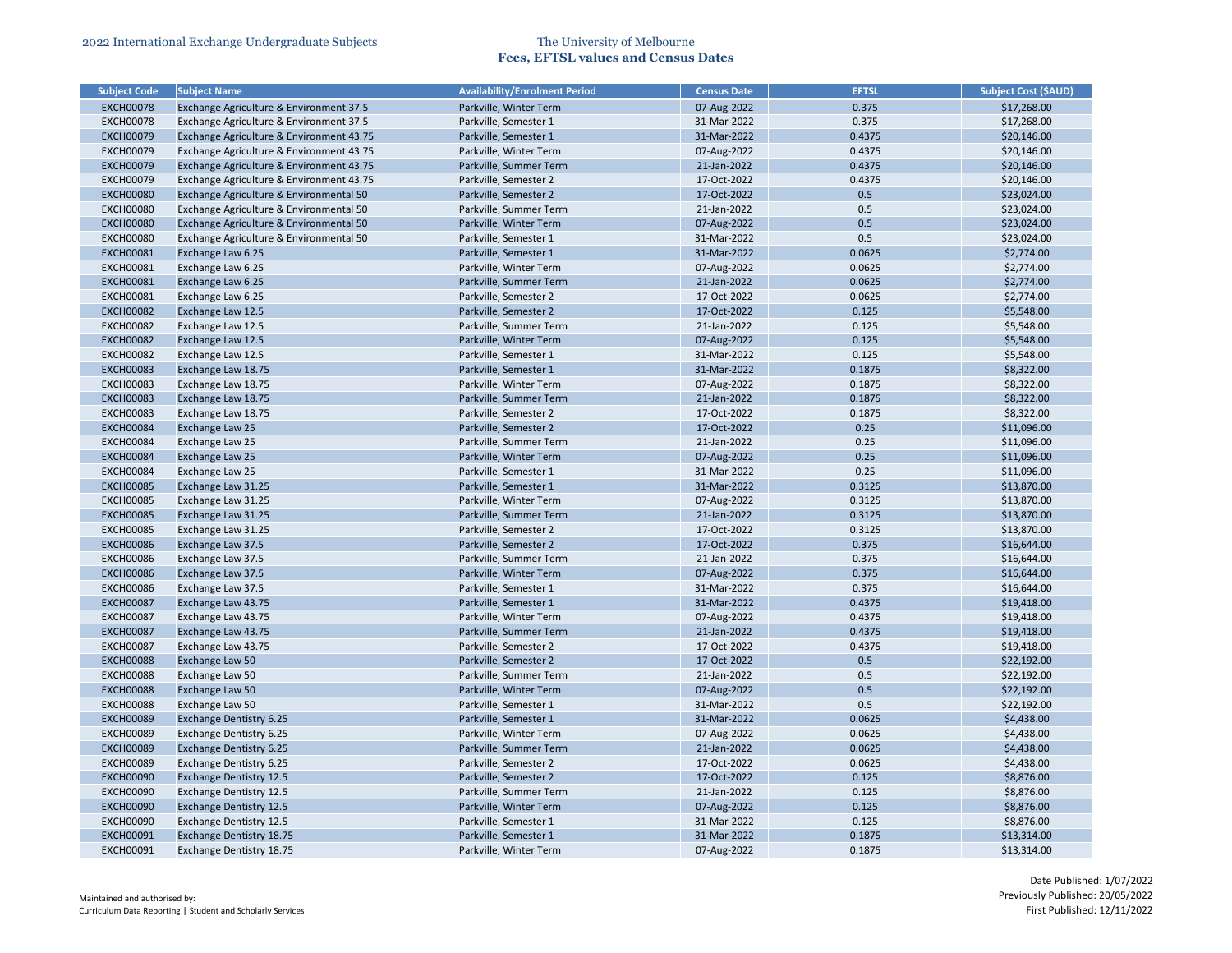| Subject Code | Subject Name | Availability/Enrolment Period | Census Date | EFTSL | Subject Cost ($AUD) |
|---|---|---|---|---|---|
| EXCH00078 | Exchange Agriculture & Environment 37.5 | Parkville, Winter Term | 07-Aug-2022 | 0.375 | $17,268.00 |
| EXCH00078 | Exchange Agriculture & Environment 37.5 | Parkville, Semester 1 | 31-Mar-2022 | 0.375 | $17,268.00 |
| EXCH00079 | Exchange Agriculture & Environment 43.75 | Parkville, Semester 1 | 31-Mar-2022 | 0.4375 | $20,146.00 |
| EXCH00079 | Exchange Agriculture & Environment 43.75 | Parkville, Winter Term | 07-Aug-2022 | 0.4375 | $20,146.00 |
| EXCH00079 | Exchange Agriculture & Environment 43.75 | Parkville, Summer Term | 21-Jan-2022 | 0.4375 | $20,146.00 |
| EXCH00079 | Exchange Agriculture & Environment 43.75 | Parkville, Semester 2 | 17-Oct-2022 | 0.4375 | $20,146.00 |
| EXCH00080 | Exchange Agriculture & Environmental 50 | Parkville, Semester 2 | 17-Oct-2022 | 0.5 | $23,024.00 |
| EXCH00080 | Exchange Agriculture & Environmental 50 | Parkville, Summer Term | 21-Jan-2022 | 0.5 | $23,024.00 |
| EXCH00080 | Exchange Agriculture & Environmental 50 | Parkville, Winter Term | 07-Aug-2022 | 0.5 | $23,024.00 |
| EXCH00080 | Exchange Agriculture & Environmental 50 | Parkville, Semester 1 | 31-Mar-2022 | 0.5 | $23,024.00 |
| EXCH00081 | Exchange Law 6.25 | Parkville, Semester 1 | 31-Mar-2022 | 0.0625 | $2,774.00 |
| EXCH00081 | Exchange Law 6.25 | Parkville, Winter Term | 07-Aug-2022 | 0.0625 | $2,774.00 |
| EXCH00081 | Exchange Law 6.25 | Parkville, Summer Term | 21-Jan-2022 | 0.0625 | $2,774.00 |
| EXCH00081 | Exchange Law 6.25 | Parkville, Semester 2 | 17-Oct-2022 | 0.0625 | $2,774.00 |
| EXCH00082 | Exchange Law 12.5 | Parkville, Semester 2 | 17-Oct-2022 | 0.125 | $5,548.00 |
| EXCH00082 | Exchange Law 12.5 | Parkville, Summer Term | 21-Jan-2022 | 0.125 | $5,548.00 |
| EXCH00082 | Exchange Law 12.5 | Parkville, Winter Term | 07-Aug-2022 | 0.125 | $5,548.00 |
| EXCH00082 | Exchange Law 12.5 | Parkville, Semester 1 | 31-Mar-2022 | 0.125 | $5,548.00 |
| EXCH00083 | Exchange Law 18.75 | Parkville, Semester 1 | 31-Mar-2022 | 0.1875 | $8,322.00 |
| EXCH00083 | Exchange Law 18.75 | Parkville, Winter Term | 07-Aug-2022 | 0.1875 | $8,322.00 |
| EXCH00083 | Exchange Law 18.75 | Parkville, Summer Term | 21-Jan-2022 | 0.1875 | $8,322.00 |
| EXCH00083 | Exchange Law 18.75 | Parkville, Semester 2 | 17-Oct-2022 | 0.1875 | $8,322.00 |
| EXCH00084 | Exchange Law 25 | Parkville, Semester 2 | 17-Oct-2022 | 0.25 | $11,096.00 |
| EXCH00084 | Exchange Law 25 | Parkville, Summer Term | 21-Jan-2022 | 0.25 | $11,096.00 |
| EXCH00084 | Exchange Law 25 | Parkville, Winter Term | 07-Aug-2022 | 0.25 | $11,096.00 |
| EXCH00084 | Exchange Law 25 | Parkville, Semester 1 | 31-Mar-2022 | 0.25 | $11,096.00 |
| EXCH00085 | Exchange Law 31.25 | Parkville, Semester 1 | 31-Mar-2022 | 0.3125 | $13,870.00 |
| EXCH00085 | Exchange Law 31.25 | Parkville, Winter Term | 07-Aug-2022 | 0.3125 | $13,870.00 |
| EXCH00085 | Exchange Law 31.25 | Parkville, Summer Term | 21-Jan-2022 | 0.3125 | $13,870.00 |
| EXCH00085 | Exchange Law 31.25 | Parkville, Semester 2 | 17-Oct-2022 | 0.3125 | $13,870.00 |
| EXCH00086 | Exchange Law 37.5 | Parkville, Semester 2 | 17-Oct-2022 | 0.375 | $16,644.00 |
| EXCH00086 | Exchange Law 37.5 | Parkville, Summer Term | 21-Jan-2022 | 0.375 | $16,644.00 |
| EXCH00086 | Exchange Law 37.5 | Parkville, Winter Term | 07-Aug-2022 | 0.375 | $16,644.00 |
| EXCH00086 | Exchange Law 37.5 | Parkville, Semester 1 | 31-Mar-2022 | 0.375 | $16,644.00 |
| EXCH00087 | Exchange Law 43.75 | Parkville, Semester 1 | 31-Mar-2022 | 0.4375 | $19,418.00 |
| EXCH00087 | Exchange Law 43.75 | Parkville, Winter Term | 07-Aug-2022 | 0.4375 | $19,418.00 |
| EXCH00087 | Exchange Law 43.75 | Parkville, Summer Term | 21-Jan-2022 | 0.4375 | $19,418.00 |
| EXCH00087 | Exchange Law 43.75 | Parkville, Semester 2 | 17-Oct-2022 | 0.4375 | $19,418.00 |
| EXCH00088 | Exchange Law 50 | Parkville, Semester 2 | 17-Oct-2022 | 0.5 | $22,192.00 |
| EXCH00088 | Exchange Law 50 | Parkville, Summer Term | 21-Jan-2022 | 0.5 | $22,192.00 |
| EXCH00088 | Exchange Law 50 | Parkville, Winter Term | 07-Aug-2022 | 0.5 | $22,192.00 |
| EXCH00088 | Exchange Law 50 | Parkville, Semester 1 | 31-Mar-2022 | 0.5 | $22,192.00 |
| EXCH00089 | Exchange Dentistry 6.25 | Parkville, Semester 1 | 31-Mar-2022 | 0.0625 | $4,438.00 |
| EXCH00089 | Exchange Dentistry 6.25 | Parkville, Winter Term | 07-Aug-2022 | 0.0625 | $4,438.00 |
| EXCH00089 | Exchange Dentistry 6.25 | Parkville, Summer Term | 21-Jan-2022 | 0.0625 | $4,438.00 |
| EXCH00089 | Exchange Dentistry 6.25 | Parkville, Semester 2 | 17-Oct-2022 | 0.0625 | $4,438.00 |
| EXCH00090 | Exchange Dentistry 12.5 | Parkville, Semester 2 | 17-Oct-2022 | 0.125 | $8,876.00 |
| EXCH00090 | Exchange Dentistry 12.5 | Parkville, Summer Term | 21-Jan-2022 | 0.125 | $8,876.00 |
| EXCH00090 | Exchange Dentistry 12.5 | Parkville, Winter Term | 07-Aug-2022 | 0.125 | $8,876.00 |
| EXCH00090 | Exchange Dentistry 12.5 | Parkville, Semester 1 | 31-Mar-2022 | 0.125 | $8,876.00 |
| EXCH00091 | Exchange Dentistry 18.75 | Parkville, Semester 1 | 31-Mar-2022 | 0.1875 | $13,314.00 |
| EXCH00091 | Exchange Dentistry 18.75 | Parkville, Winter Term | 07-Aug-2022 | 0.1875 | $13,314.00 |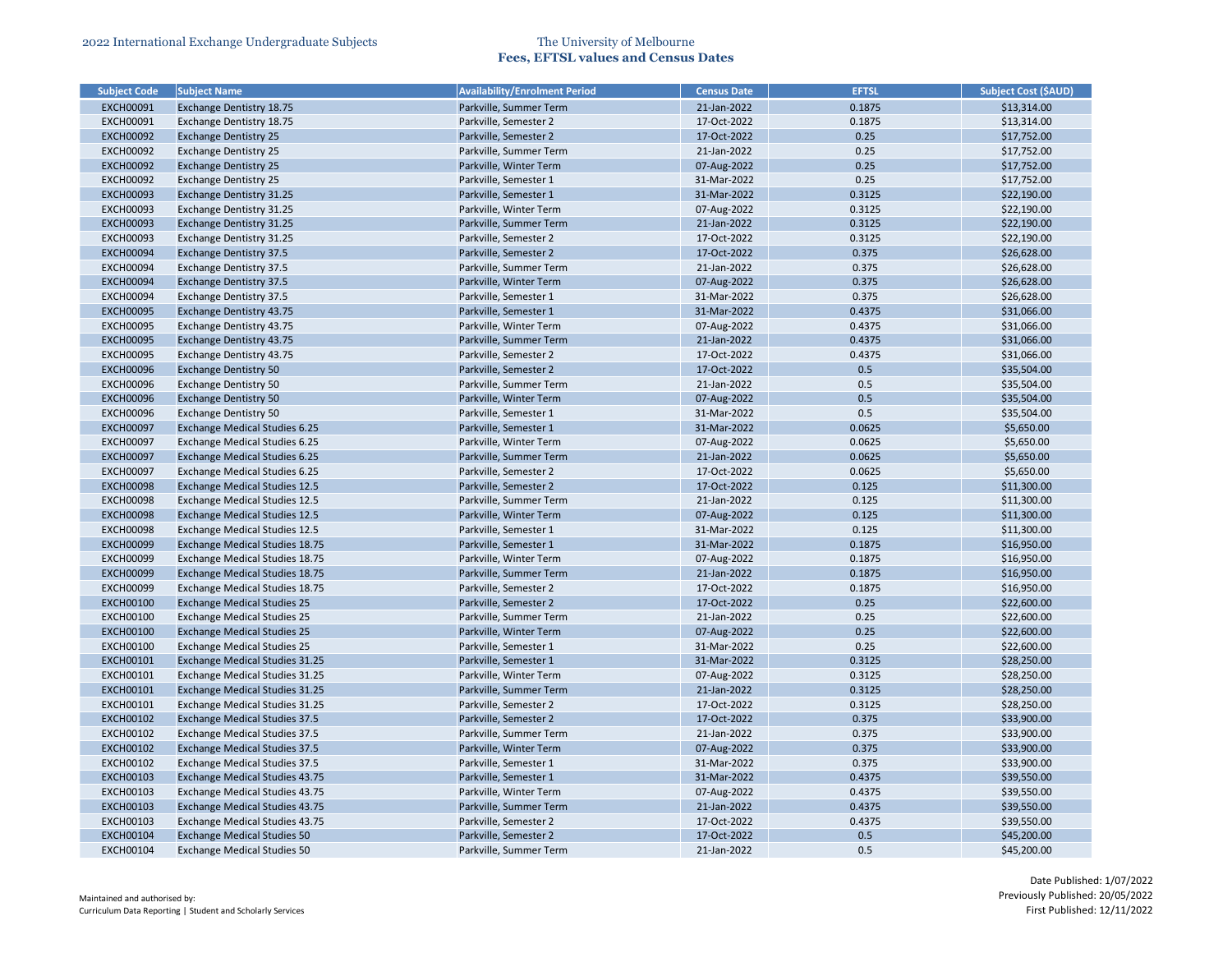| Subject Code | Subject Name | Availability/Enrolment Period | Census Date | EFTSL | Subject Cost ($AUD) |
|---|---|---|---|---|---|
| EXCH00091 | Exchange Dentistry 18.75 | Parkville, Summer Term | 21-Jan-2022 | 0.1875 | $13,314.00 |
| EXCH00091 | Exchange Dentistry 18.75 | Parkville, Semester 2 | 17-Oct-2022 | 0.1875 | $13,314.00 |
| EXCH00092 | Exchange Dentistry 25 | Parkville, Semester 2 | 17-Oct-2022 | 0.25 | $17,752.00 |
| EXCH00092 | Exchange Dentistry 25 | Parkville, Summer Term | 21-Jan-2022 | 0.25 | $17,752.00 |
| EXCH00092 | Exchange Dentistry 25 | Parkville, Winter Term | 07-Aug-2022 | 0.25 | $17,752.00 |
| EXCH00092 | Exchange Dentistry 25 | Parkville, Semester 1 | 31-Mar-2022 | 0.25 | $17,752.00 |
| EXCH00093 | Exchange Dentistry 31.25 | Parkville, Semester 1 | 31-Mar-2022 | 0.3125 | $22,190.00 |
| EXCH00093 | Exchange Dentistry 31.25 | Parkville, Winter Term | 07-Aug-2022 | 0.3125 | $22,190.00 |
| EXCH00093 | Exchange Dentistry 31.25 | Parkville, Summer Term | 21-Jan-2022 | 0.3125 | $22,190.00 |
| EXCH00093 | Exchange Dentistry 31.25 | Parkville, Semester 2 | 17-Oct-2022 | 0.3125 | $22,190.00 |
| EXCH00094 | Exchange Dentistry 37.5 | Parkville, Semester 2 | 17-Oct-2022 | 0.375 | $26,628.00 |
| EXCH00094 | Exchange Dentistry 37.5 | Parkville, Summer Term | 21-Jan-2022 | 0.375 | $26,628.00 |
| EXCH00094 | Exchange Dentistry 37.5 | Parkville, Winter Term | 07-Aug-2022 | 0.375 | $26,628.00 |
| EXCH00094 | Exchange Dentistry 37.5 | Parkville, Semester 1 | 31-Mar-2022 | 0.375 | $26,628.00 |
| EXCH00095 | Exchange Dentistry 43.75 | Parkville, Semester 1 | 31-Mar-2022 | 0.4375 | $31,066.00 |
| EXCH00095 | Exchange Dentistry 43.75 | Parkville, Winter Term | 07-Aug-2022 | 0.4375 | $31,066.00 |
| EXCH00095 | Exchange Dentistry 43.75 | Parkville, Summer Term | 21-Jan-2022 | 0.4375 | $31,066.00 |
| EXCH00095 | Exchange Dentistry 43.75 | Parkville, Semester 2 | 17-Oct-2022 | 0.4375 | $31,066.00 |
| EXCH00096 | Exchange Dentistry 50 | Parkville, Semester 2 | 17-Oct-2022 | 0.5 | $35,504.00 |
| EXCH00096 | Exchange Dentistry 50 | Parkville, Summer Term | 21-Jan-2022 | 0.5 | $35,504.00 |
| EXCH00096 | Exchange Dentistry 50 | Parkville, Winter Term | 07-Aug-2022 | 0.5 | $35,504.00 |
| EXCH00096 | Exchange Dentistry 50 | Parkville, Semester 1 | 31-Mar-2022 | 0.5 | $35,504.00 |
| EXCH00097 | Exchange Medical Studies 6.25 | Parkville, Semester 1 | 31-Mar-2022 | 0.0625 | $5,650.00 |
| EXCH00097 | Exchange Medical Studies 6.25 | Parkville, Winter Term | 07-Aug-2022 | 0.0625 | $5,650.00 |
| EXCH00097 | Exchange Medical Studies 6.25 | Parkville, Summer Term | 21-Jan-2022 | 0.0625 | $5,650.00 |
| EXCH00097 | Exchange Medical Studies 6.25 | Parkville, Semester 2 | 17-Oct-2022 | 0.0625 | $5,650.00 |
| EXCH00098 | Exchange Medical Studies 12.5 | Parkville, Semester 2 | 17-Oct-2022 | 0.125 | $11,300.00 |
| EXCH00098 | Exchange Medical Studies 12.5 | Parkville, Summer Term | 21-Jan-2022 | 0.125 | $11,300.00 |
| EXCH00098 | Exchange Medical Studies 12.5 | Parkville, Winter Term | 07-Aug-2022 | 0.125 | $11,300.00 |
| EXCH00098 | Exchange Medical Studies 12.5 | Parkville, Semester 1 | 31-Mar-2022 | 0.125 | $11,300.00 |
| EXCH00099 | Exchange Medical Studies 18.75 | Parkville, Semester 1 | 31-Mar-2022 | 0.1875 | $16,950.00 |
| EXCH00099 | Exchange Medical Studies 18.75 | Parkville, Winter Term | 07-Aug-2022 | 0.1875 | $16,950.00 |
| EXCH00099 | Exchange Medical Studies 18.75 | Parkville, Summer Term | 21-Jan-2022 | 0.1875 | $16,950.00 |
| EXCH00099 | Exchange Medical Studies 18.75 | Parkville, Semester 2 | 17-Oct-2022 | 0.1875 | $16,950.00 |
| EXCH00100 | Exchange Medical Studies 25 | Parkville, Semester 2 | 17-Oct-2022 | 0.25 | $22,600.00 |
| EXCH00100 | Exchange Medical Studies 25 | Parkville, Summer Term | 21-Jan-2022 | 0.25 | $22,600.00 |
| EXCH00100 | Exchange Medical Studies 25 | Parkville, Winter Term | 07-Aug-2022 | 0.25 | $22,600.00 |
| EXCH00100 | Exchange Medical Studies 25 | Parkville, Semester 1 | 31-Mar-2022 | 0.25 | $22,600.00 |
| EXCH00101 | Exchange Medical Studies 31.25 | Parkville, Semester 1 | 31-Mar-2022 | 0.3125 | $28,250.00 |
| EXCH00101 | Exchange Medical Studies 31.25 | Parkville, Winter Term | 07-Aug-2022 | 0.3125 | $28,250.00 |
| EXCH00101 | Exchange Medical Studies 31.25 | Parkville, Summer Term | 21-Jan-2022 | 0.3125 | $28,250.00 |
| EXCH00101 | Exchange Medical Studies 31.25 | Parkville, Semester 2 | 17-Oct-2022 | 0.3125 | $28,250.00 |
| EXCH00102 | Exchange Medical Studies 37.5 | Parkville, Semester 2 | 17-Oct-2022 | 0.375 | $33,900.00 |
| EXCH00102 | Exchange Medical Studies 37.5 | Parkville, Summer Term | 21-Jan-2022 | 0.375 | $33,900.00 |
| EXCH00102 | Exchange Medical Studies 37.5 | Parkville, Winter Term | 07-Aug-2022 | 0.375 | $33,900.00 |
| EXCH00102 | Exchange Medical Studies 37.5 | Parkville, Semester 1 | 31-Mar-2022 | 0.375 | $33,900.00 |
| EXCH00103 | Exchange Medical Studies 43.75 | Parkville, Semester 1 | 31-Mar-2022 | 0.4375 | $39,550.00 |
| EXCH00103 | Exchange Medical Studies 43.75 | Parkville, Winter Term | 07-Aug-2022 | 0.4375 | $39,550.00 |
| EXCH00103 | Exchange Medical Studies 43.75 | Parkville, Summer Term | 21-Jan-2022 | 0.4375 | $39,550.00 |
| EXCH00103 | Exchange Medical Studies 43.75 | Parkville, Semester 2 | 17-Oct-2022 | 0.4375 | $39,550.00 |
| EXCH00104 | Exchange Medical Studies 50 | Parkville, Semester 2 | 17-Oct-2022 | 0.5 | $45,200.00 |
| EXCH00104 | Exchange Medical Studies 50 | Parkville, Summer Term | 21-Jan-2022 | 0.5 | $45,200.00 |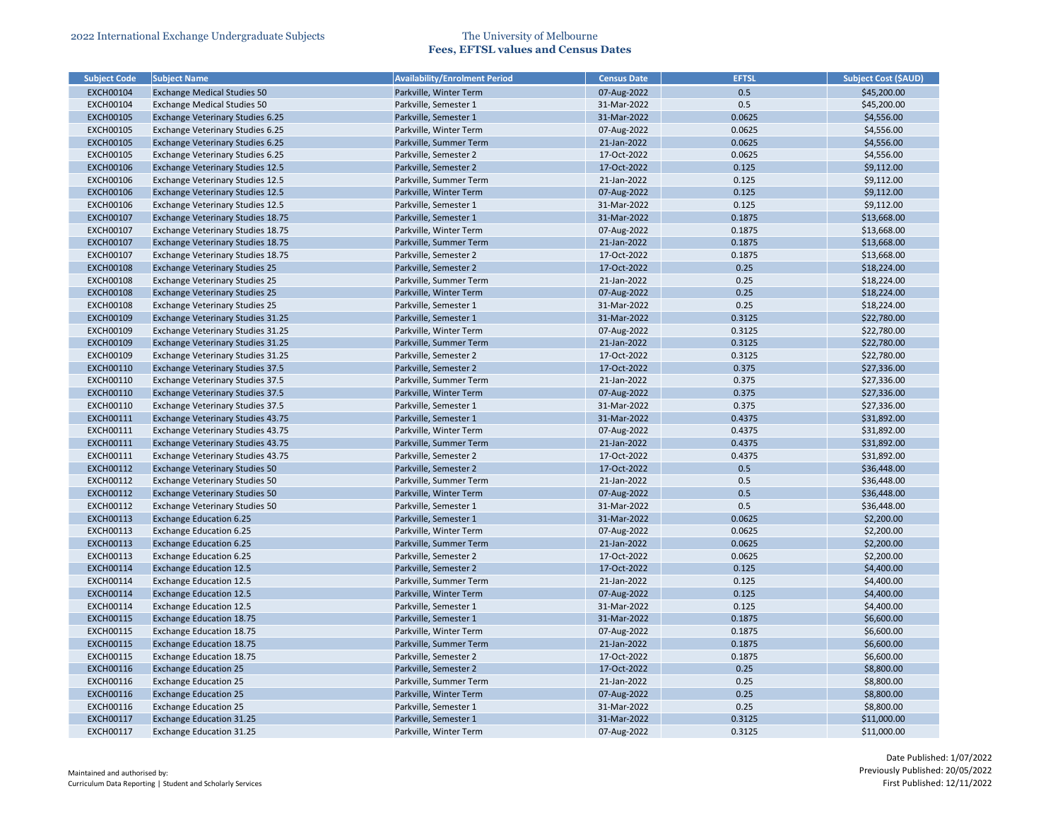| Subject Code | Subject Name | Availability/Enrolment Period | Census Date | EFTSL | Subject Cost ($AUD) |
|---|---|---|---|---|---|
| EXCH00104 | Exchange Medical Studies 50 | Parkville, Winter Term | 07-Aug-2022 | 0.5 | $45,200.00 |
| EXCH00104 | Exchange Medical Studies 50 | Parkville, Semester 1 | 31-Mar-2022 | 0.5 | $45,200.00 |
| EXCH00105 | Exchange Veterinary Studies 6.25 | Parkville, Semester 1 | 31-Mar-2022 | 0.0625 | $4,556.00 |
| EXCH00105 | Exchange Veterinary Studies 6.25 | Parkville, Winter Term | 07-Aug-2022 | 0.0625 | $4,556.00 |
| EXCH00105 | Exchange Veterinary Studies 6.25 | Parkville, Summer Term | 21-Jan-2022 | 0.0625 | $4,556.00 |
| EXCH00105 | Exchange Veterinary Studies 6.25 | Parkville, Semester 2 | 17-Oct-2022 | 0.0625 | $4,556.00 |
| EXCH00106 | Exchange Veterinary Studies 12.5 | Parkville, Semester 2 | 17-Oct-2022 | 0.125 | $9,112.00 |
| EXCH00106 | Exchange Veterinary Studies 12.5 | Parkville, Summer Term | 21-Jan-2022 | 0.125 | $9,112.00 |
| EXCH00106 | Exchange Veterinary Studies 12.5 | Parkville, Winter Term | 07-Aug-2022 | 0.125 | $9,112.00 |
| EXCH00106 | Exchange Veterinary Studies 12.5 | Parkville, Semester 1 | 31-Mar-2022 | 0.125 | $9,112.00 |
| EXCH00107 | Exchange Veterinary Studies 18.75 | Parkville, Semester 1 | 31-Mar-2022 | 0.1875 | $13,668.00 |
| EXCH00107 | Exchange Veterinary Studies 18.75 | Parkville, Winter Term | 07-Aug-2022 | 0.1875 | $13,668.00 |
| EXCH00107 | Exchange Veterinary Studies 18.75 | Parkville, Summer Term | 21-Jan-2022 | 0.1875 | $13,668.00 |
| EXCH00107 | Exchange Veterinary Studies 18.75 | Parkville, Semester 2 | 17-Oct-2022 | 0.1875 | $13,668.00 |
| EXCH00108 | Exchange Veterinary Studies 25 | Parkville, Semester 2 | 17-Oct-2022 | 0.25 | $18,224.00 |
| EXCH00108 | Exchange Veterinary Studies 25 | Parkville, Summer Term | 21-Jan-2022 | 0.25 | $18,224.00 |
| EXCH00108 | Exchange Veterinary Studies 25 | Parkville, Winter Term | 07-Aug-2022 | 0.25 | $18,224.00 |
| EXCH00108 | Exchange Veterinary Studies 25 | Parkville, Semester 1 | 31-Mar-2022 | 0.25 | $18,224.00 |
| EXCH00109 | Exchange Veterinary Studies 31.25 | Parkville, Semester 1 | 31-Mar-2022 | 0.3125 | $22,780.00 |
| EXCH00109 | Exchange Veterinary Studies 31.25 | Parkville, Winter Term | 07-Aug-2022 | 0.3125 | $22,780.00 |
| EXCH00109 | Exchange Veterinary Studies 31.25 | Parkville, Summer Term | 21-Jan-2022 | 0.3125 | $22,780.00 |
| EXCH00109 | Exchange Veterinary Studies 31.25 | Parkville, Semester 2 | 17-Oct-2022 | 0.3125 | $22,780.00 |
| EXCH00110 | Exchange Veterinary Studies 37.5 | Parkville, Semester 2 | 17-Oct-2022 | 0.375 | $27,336.00 |
| EXCH00110 | Exchange Veterinary Studies 37.5 | Parkville, Summer Term | 21-Jan-2022 | 0.375 | $27,336.00 |
| EXCH00110 | Exchange Veterinary Studies 37.5 | Parkville, Winter Term | 07-Aug-2022 | 0.375 | $27,336.00 |
| EXCH00110 | Exchange Veterinary Studies 37.5 | Parkville, Semester 1 | 31-Mar-2022 | 0.375 | $27,336.00 |
| EXCH00111 | Exchange Veterinary Studies 43.75 | Parkville, Semester 1 | 31-Mar-2022 | 0.4375 | $31,892.00 |
| EXCH00111 | Exchange Veterinary Studies 43.75 | Parkville, Winter Term | 07-Aug-2022 | 0.4375 | $31,892.00 |
| EXCH00111 | Exchange Veterinary Studies 43.75 | Parkville, Summer Term | 21-Jan-2022 | 0.4375 | $31,892.00 |
| EXCH00111 | Exchange Veterinary Studies 43.75 | Parkville, Semester 2 | 17-Oct-2022 | 0.4375 | $31,892.00 |
| EXCH00112 | Exchange Veterinary Studies 50 | Parkville, Semester 2 | 17-Oct-2022 | 0.5 | $36,448.00 |
| EXCH00112 | Exchange Veterinary Studies 50 | Parkville, Summer Term | 21-Jan-2022 | 0.5 | $36,448.00 |
| EXCH00112 | Exchange Veterinary Studies 50 | Parkville, Winter Term | 07-Aug-2022 | 0.5 | $36,448.00 |
| EXCH00112 | Exchange Veterinary Studies 50 | Parkville, Semester 1 | 31-Mar-2022 | 0.5 | $36,448.00 |
| EXCH00113 | Exchange Education 6.25 | Parkville, Semester 1 | 31-Mar-2022 | 0.0625 | $2,200.00 |
| EXCH00113 | Exchange Education 6.25 | Parkville, Winter Term | 07-Aug-2022 | 0.0625 | $2,200.00 |
| EXCH00113 | Exchange Education 6.25 | Parkville, Summer Term | 21-Jan-2022 | 0.0625 | $2,200.00 |
| EXCH00113 | Exchange Education 6.25 | Parkville, Semester 2 | 17-Oct-2022 | 0.0625 | $2,200.00 |
| EXCH00114 | Exchange Education 12.5 | Parkville, Semester 2 | 17-Oct-2022 | 0.125 | $4,400.00 |
| EXCH00114 | Exchange Education 12.5 | Parkville, Summer Term | 21-Jan-2022 | 0.125 | $4,400.00 |
| EXCH00114 | Exchange Education 12.5 | Parkville, Winter Term | 07-Aug-2022 | 0.125 | $4,400.00 |
| EXCH00114 | Exchange Education 12.5 | Parkville, Semester 1 | 31-Mar-2022 | 0.125 | $4,400.00 |
| EXCH00115 | Exchange Education 18.75 | Parkville, Semester 1 | 31-Mar-2022 | 0.1875 | $6,600.00 |
| EXCH00115 | Exchange Education 18.75 | Parkville, Winter Term | 07-Aug-2022 | 0.1875 | $6,600.00 |
| EXCH00115 | Exchange Education 18.75 | Parkville, Summer Term | 21-Jan-2022 | 0.1875 | $6,600.00 |
| EXCH00115 | Exchange Education 18.75 | Parkville, Semester 2 | 17-Oct-2022 | 0.1875 | $6,600.00 |
| EXCH00116 | Exchange Education 25 | Parkville, Semester 2 | 17-Oct-2022 | 0.25 | $8,800.00 |
| EXCH00116 | Exchange Education 25 | Parkville, Summer Term | 21-Jan-2022 | 0.25 | $8,800.00 |
| EXCH00116 | Exchange Education 25 | Parkville, Winter Term | 07-Aug-2022 | 0.25 | $8,800.00 |
| EXCH00116 | Exchange Education 25 | Parkville, Semester 1 | 31-Mar-2022 | 0.25 | $8,800.00 |
| EXCH00117 | Exchange Education 31.25 | Parkville, Semester 1 | 31-Mar-2022 | 0.3125 | $11,000.00 |
| EXCH00117 | Exchange Education 31.25 | Parkville, Winter Term | 07-Aug-2022 | 0.3125 | $11,000.00 |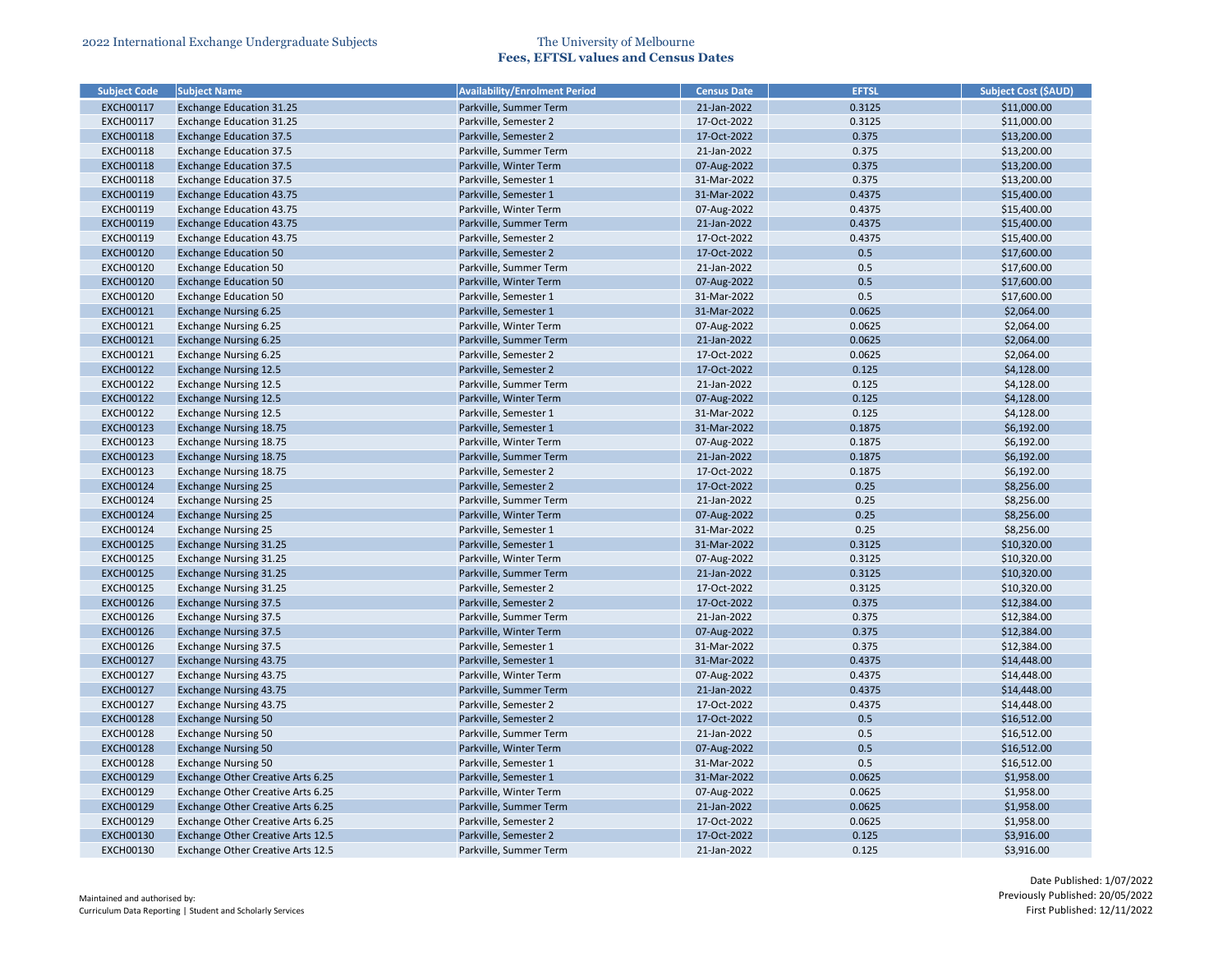| Subject Code | Subject Name | Availability/Enrolment Period | Census Date | EFTSL | Subject Cost ($AUD) |
|---|---|---|---|---|---|
| EXCH00117 | Exchange Education 31.25 | Parkville, Summer Term | 21-Jan-2022 | 0.3125 | $11,000.00 |
| EXCH00117 | Exchange Education 31.25 | Parkville, Semester 2 | 17-Oct-2022 | 0.3125 | $11,000.00 |
| EXCH00118 | Exchange Education 37.5 | Parkville, Semester 2 | 17-Oct-2022 | 0.375 | $13,200.00 |
| EXCH00118 | Exchange Education 37.5 | Parkville, Summer Term | 21-Jan-2022 | 0.375 | $13,200.00 |
| EXCH00118 | Exchange Education 37.5 | Parkville, Winter Term | 07-Aug-2022 | 0.375 | $13,200.00 |
| EXCH00118 | Exchange Education 37.5 | Parkville, Semester 1 | 31-Mar-2022 | 0.375 | $13,200.00 |
| EXCH00119 | Exchange Education 43.75 | Parkville, Semester 1 | 31-Mar-2022 | 0.4375 | $15,400.00 |
| EXCH00119 | Exchange Education 43.75 | Parkville, Winter Term | 07-Aug-2022 | 0.4375 | $15,400.00 |
| EXCH00119 | Exchange Education 43.75 | Parkville, Summer Term | 21-Jan-2022 | 0.4375 | $15,400.00 |
| EXCH00119 | Exchange Education 43.75 | Parkville, Semester 2 | 17-Oct-2022 | 0.4375 | $15,400.00 |
| EXCH00120 | Exchange Education 50 | Parkville, Semester 2 | 17-Oct-2022 | 0.5 | $17,600.00 |
| EXCH00120 | Exchange Education 50 | Parkville, Summer Term | 21-Jan-2022 | 0.5 | $17,600.00 |
| EXCH00120 | Exchange Education 50 | Parkville, Winter Term | 07-Aug-2022 | 0.5 | $17,600.00 |
| EXCH00120 | Exchange Education 50 | Parkville, Semester 1 | 31-Mar-2022 | 0.5 | $17,600.00 |
| EXCH00121 | Exchange Nursing 6.25 | Parkville, Semester 1 | 31-Mar-2022 | 0.0625 | $2,064.00 |
| EXCH00121 | Exchange Nursing 6.25 | Parkville, Winter Term | 07-Aug-2022 | 0.0625 | $2,064.00 |
| EXCH00121 | Exchange Nursing 6.25 | Parkville, Summer Term | 21-Jan-2022 | 0.0625 | $2,064.00 |
| EXCH00121 | Exchange Nursing 6.25 | Parkville, Semester 2 | 17-Oct-2022 | 0.0625 | $2,064.00 |
| EXCH00122 | Exchange Nursing 12.5 | Parkville, Semester 2 | 17-Oct-2022 | 0.125 | $4,128.00 |
| EXCH00122 | Exchange Nursing 12.5 | Parkville, Summer Term | 21-Jan-2022 | 0.125 | $4,128.00 |
| EXCH00122 | Exchange Nursing 12.5 | Parkville, Winter Term | 07-Aug-2022 | 0.125 | $4,128.00 |
| EXCH00122 | Exchange Nursing 12.5 | Parkville, Semester 1 | 31-Mar-2022 | 0.125 | $4,128.00 |
| EXCH00123 | Exchange Nursing 18.75 | Parkville, Semester 1 | 31-Mar-2022 | 0.1875 | $6,192.00 |
| EXCH00123 | Exchange Nursing 18.75 | Parkville, Winter Term | 07-Aug-2022 | 0.1875 | $6,192.00 |
| EXCH00123 | Exchange Nursing 18.75 | Parkville, Summer Term | 21-Jan-2022 | 0.1875 | $6,192.00 |
| EXCH00123 | Exchange Nursing 18.75 | Parkville, Semester 2 | 17-Oct-2022 | 0.1875 | $6,192.00 |
| EXCH00124 | Exchange Nursing 25 | Parkville, Semester 2 | 17-Oct-2022 | 0.25 | $8,256.00 |
| EXCH00124 | Exchange Nursing 25 | Parkville, Summer Term | 21-Jan-2022 | 0.25 | $8,256.00 |
| EXCH00124 | Exchange Nursing 25 | Parkville, Winter Term | 07-Aug-2022 | 0.25 | $8,256.00 |
| EXCH00124 | Exchange Nursing 25 | Parkville, Semester 1 | 31-Mar-2022 | 0.25 | $8,256.00 |
| EXCH00125 | Exchange Nursing 31.25 | Parkville, Semester 1 | 31-Mar-2022 | 0.3125 | $10,320.00 |
| EXCH00125 | Exchange Nursing 31.25 | Parkville, Winter Term | 07-Aug-2022 | 0.3125 | $10,320.00 |
| EXCH00125 | Exchange Nursing 31.25 | Parkville, Summer Term | 21-Jan-2022 | 0.3125 | $10,320.00 |
| EXCH00125 | Exchange Nursing 31.25 | Parkville, Semester 2 | 17-Oct-2022 | 0.3125 | $10,320.00 |
| EXCH00126 | Exchange Nursing 37.5 | Parkville, Semester 2 | 17-Oct-2022 | 0.375 | $12,384.00 |
| EXCH00126 | Exchange Nursing 37.5 | Parkville, Summer Term | 21-Jan-2022 | 0.375 | $12,384.00 |
| EXCH00126 | Exchange Nursing 37.5 | Parkville, Winter Term | 07-Aug-2022 | 0.375 | $12,384.00 |
| EXCH00126 | Exchange Nursing 37.5 | Parkville, Semester 1 | 31-Mar-2022 | 0.375 | $12,384.00 |
| EXCH00127 | Exchange Nursing 43.75 | Parkville, Semester 1 | 31-Mar-2022 | 0.4375 | $14,448.00 |
| EXCH00127 | Exchange Nursing 43.75 | Parkville, Winter Term | 07-Aug-2022 | 0.4375 | $14,448.00 |
| EXCH00127 | Exchange Nursing 43.75 | Parkville, Summer Term | 21-Jan-2022 | 0.4375 | $14,448.00 |
| EXCH00127 | Exchange Nursing 43.75 | Parkville, Semester 2 | 17-Oct-2022 | 0.4375 | $14,448.00 |
| EXCH00128 | Exchange Nursing 50 | Parkville, Semester 2 | 17-Oct-2022 | 0.5 | $16,512.00 |
| EXCH00128 | Exchange Nursing 50 | Parkville, Summer Term | 21-Jan-2022 | 0.5 | $16,512.00 |
| EXCH00128 | Exchange Nursing 50 | Parkville, Winter Term | 07-Aug-2022 | 0.5 | $16,512.00 |
| EXCH00128 | Exchange Nursing 50 | Parkville, Semester 1 | 31-Mar-2022 | 0.5 | $16,512.00 |
| EXCH00129 | Exchange Other Creative Arts 6.25 | Parkville, Semester 1 | 31-Mar-2022 | 0.0625 | $1,958.00 |
| EXCH00129 | Exchange Other Creative Arts 6.25 | Parkville, Winter Term | 07-Aug-2022 | 0.0625 | $1,958.00 |
| EXCH00129 | Exchange Other Creative Arts 6.25 | Parkville, Summer Term | 21-Jan-2022 | 0.0625 | $1,958.00 |
| EXCH00129 | Exchange Other Creative Arts 6.25 | Parkville, Semester 2 | 17-Oct-2022 | 0.0625 | $1,958.00 |
| EXCH00130 | Exchange Other Creative Arts 12.5 | Parkville, Semester 2 | 17-Oct-2022 | 0.125 | $3,916.00 |
| EXCH00130 | Exchange Other Creative Arts 12.5 | Parkville, Summer Term | 21-Jan-2022 | 0.125 | $3,916.00 |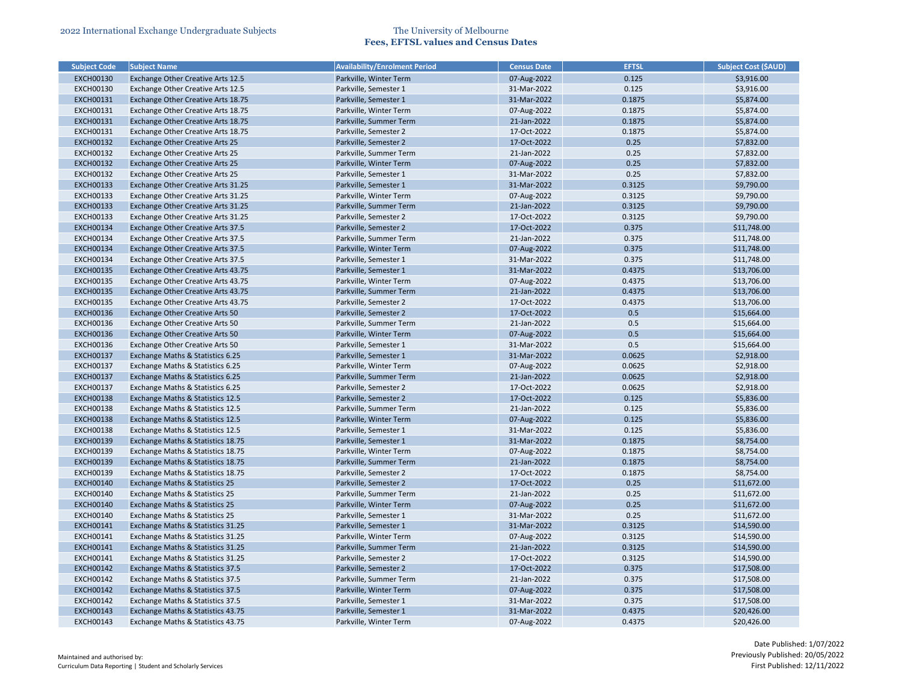| Subject Code | Subject Name | Availability/Enrolment Period | Census Date | EFTSL | Subject Cost ($AUD) |
|---|---|---|---|---|---|
| EXCH00130 | Exchange Other Creative Arts 12.5 | Parkville, Winter Term | 07-Aug-2022 | 0.125 | $3,916.00 |
| EXCH00130 | Exchange Other Creative Arts 12.5 | Parkville, Semester 1 | 31-Mar-2022 | 0.125 | $3,916.00 |
| EXCH00131 | Exchange Other Creative Arts 18.75 | Parkville, Semester 1 | 31-Mar-2022 | 0.1875 | $5,874.00 |
| EXCH00131 | Exchange Other Creative Arts 18.75 | Parkville, Winter Term | 07-Aug-2022 | 0.1875 | $5,874.00 |
| EXCH00131 | Exchange Other Creative Arts 18.75 | Parkville, Summer Term | 21-Jan-2022 | 0.1875 | $5,874.00 |
| EXCH00131 | Exchange Other Creative Arts 18.75 | Parkville, Semester 2 | 17-Oct-2022 | 0.1875 | $5,874.00 |
| EXCH00132 | Exchange Other Creative Arts 25 | Parkville, Semester 2 | 17-Oct-2022 | 0.25 | $7,832.00 |
| EXCH00132 | Exchange Other Creative Arts 25 | Parkville, Summer Term | 21-Jan-2022 | 0.25 | $7,832.00 |
| EXCH00132 | Exchange Other Creative Arts 25 | Parkville, Winter Term | 07-Aug-2022 | 0.25 | $7,832.00 |
| EXCH00132 | Exchange Other Creative Arts 25 | Parkville, Semester 1 | 31-Mar-2022 | 0.25 | $7,832.00 |
| EXCH00133 | Exchange Other Creative Arts 31.25 | Parkville, Semester 1 | 31-Mar-2022 | 0.3125 | $9,790.00 |
| EXCH00133 | Exchange Other Creative Arts 31.25 | Parkville, Winter Term | 07-Aug-2022 | 0.3125 | $9,790.00 |
| EXCH00133 | Exchange Other Creative Arts 31.25 | Parkville, Summer Term | 21-Jan-2022 | 0.3125 | $9,790.00 |
| EXCH00133 | Exchange Other Creative Arts 31.25 | Parkville, Semester 2 | 17-Oct-2022 | 0.3125 | $9,790.00 |
| EXCH00134 | Exchange Other Creative Arts 37.5 | Parkville, Semester 2 | 17-Oct-2022 | 0.375 | $11,748.00 |
| EXCH00134 | Exchange Other Creative Arts 37.5 | Parkville, Summer Term | 21-Jan-2022 | 0.375 | $11,748.00 |
| EXCH00134 | Exchange Other Creative Arts 37.5 | Parkville, Winter Term | 07-Aug-2022 | 0.375 | $11,748.00 |
| EXCH00134 | Exchange Other Creative Arts 37.5 | Parkville, Semester 1 | 31-Mar-2022 | 0.375 | $11,748.00 |
| EXCH00135 | Exchange Other Creative Arts 43.75 | Parkville, Semester 1 | 31-Mar-2022 | 0.4375 | $13,706.00 |
| EXCH00135 | Exchange Other Creative Arts 43.75 | Parkville, Winter Term | 07-Aug-2022 | 0.4375 | $13,706.00 |
| EXCH00135 | Exchange Other Creative Arts 43.75 | Parkville, Summer Term | 21-Jan-2022 | 0.4375 | $13,706.00 |
| EXCH00135 | Exchange Other Creative Arts 43.75 | Parkville, Semester 2 | 17-Oct-2022 | 0.4375 | $13,706.00 |
| EXCH00136 | Exchange Other Creative Arts 50 | Parkville, Semester 2 | 17-Oct-2022 | 0.5 | $15,664.00 |
| EXCH00136 | Exchange Other Creative Arts 50 | Parkville, Summer Term | 21-Jan-2022 | 0.5 | $15,664.00 |
| EXCH00136 | Exchange Other Creative Arts 50 | Parkville, Winter Term | 07-Aug-2022 | 0.5 | $15,664.00 |
| EXCH00136 | Exchange Other Creative Arts 50 | Parkville, Semester 1 | 31-Mar-2022 | 0.5 | $15,664.00 |
| EXCH00137 | Exchange Maths & Statistics 6.25 | Parkville, Semester 1 | 31-Mar-2022 | 0.0625 | $2,918.00 |
| EXCH00137 | Exchange Maths & Statistics 6.25 | Parkville, Winter Term | 07-Aug-2022 | 0.0625 | $2,918.00 |
| EXCH00137 | Exchange Maths & Statistics 6.25 | Parkville, Summer Term | 21-Jan-2022 | 0.0625 | $2,918.00 |
| EXCH00137 | Exchange Maths & Statistics 6.25 | Parkville, Semester 2 | 17-Oct-2022 | 0.0625 | $2,918.00 |
| EXCH00138 | Exchange Maths & Statistics 12.5 | Parkville, Semester 2 | 17-Oct-2022 | 0.125 | $5,836.00 |
| EXCH00138 | Exchange Maths & Statistics 12.5 | Parkville, Summer Term | 21-Jan-2022 | 0.125 | $5,836.00 |
| EXCH00138 | Exchange Maths & Statistics 12.5 | Parkville, Winter Term | 07-Aug-2022 | 0.125 | $5,836.00 |
| EXCH00138 | Exchange Maths & Statistics 12.5 | Parkville, Semester 1 | 31-Mar-2022 | 0.125 | $5,836.00 |
| EXCH00139 | Exchange Maths & Statistics 18.75 | Parkville, Semester 1 | 31-Mar-2022 | 0.1875 | $8,754.00 |
| EXCH00139 | Exchange Maths & Statistics 18.75 | Parkville, Winter Term | 07-Aug-2022 | 0.1875 | $8,754.00 |
| EXCH00139 | Exchange Maths & Statistics 18.75 | Parkville, Summer Term | 21-Jan-2022 | 0.1875 | $8,754.00 |
| EXCH00139 | Exchange Maths & Statistics 18.75 | Parkville, Semester 2 | 17-Oct-2022 | 0.1875 | $8,754.00 |
| EXCH00140 | Exchange Maths & Statistics 25 | Parkville, Semester 2 | 17-Oct-2022 | 0.25 | $11,672.00 |
| EXCH00140 | Exchange Maths & Statistics 25 | Parkville, Summer Term | 21-Jan-2022 | 0.25 | $11,672.00 |
| EXCH00140 | Exchange Maths & Statistics 25 | Parkville, Winter Term | 07-Aug-2022 | 0.25 | $11,672.00 |
| EXCH00140 | Exchange Maths & Statistics 25 | Parkville, Semester 1 | 31-Mar-2022 | 0.25 | $11,672.00 |
| EXCH00141 | Exchange Maths & Statistics 31.25 | Parkville, Semester 1 | 31-Mar-2022 | 0.3125 | $14,590.00 |
| EXCH00141 | Exchange Maths & Statistics 31.25 | Parkville, Winter Term | 07-Aug-2022 | 0.3125 | $14,590.00 |
| EXCH00141 | Exchange Maths & Statistics 31.25 | Parkville, Summer Term | 21-Jan-2022 | 0.3125 | $14,590.00 |
| EXCH00141 | Exchange Maths & Statistics 31.25 | Parkville, Semester 2 | 17-Oct-2022 | 0.3125 | $14,590.00 |
| EXCH00142 | Exchange Maths & Statistics 37.5 | Parkville, Semester 2 | 17-Oct-2022 | 0.375 | $17,508.00 |
| EXCH00142 | Exchange Maths & Statistics 37.5 | Parkville, Summer Term | 21-Jan-2022 | 0.375 | $17,508.00 |
| EXCH00142 | Exchange Maths & Statistics 37.5 | Parkville, Winter Term | 07-Aug-2022 | 0.375 | $17,508.00 |
| EXCH00142 | Exchange Maths & Statistics 37.5 | Parkville, Semester 1 | 31-Mar-2022 | 0.375 | $17,508.00 |
| EXCH00143 | Exchange Maths & Statistics 43.75 | Parkville, Semester 1 | 31-Mar-2022 | 0.4375 | $20,426.00 |
| EXCH00143 | Exchange Maths & Statistics 43.75 | Parkville, Winter Term | 07-Aug-2022 | 0.4375 | $20,426.00 |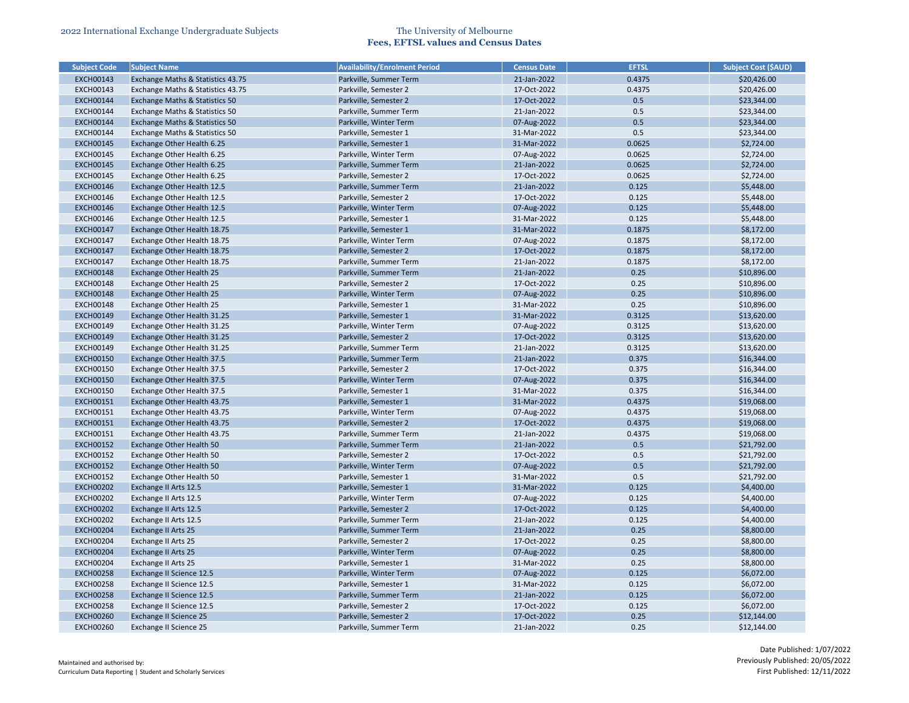| Subject Code | Subject Name | Availability/Enrolment Period | Census Date | EFTSL | Subject Cost ($AUD) |
|---|---|---|---|---|---|
| EXCH00143 | Exchange Maths & Statistics 43.75 | Parkville, Summer Term | 21-Jan-2022 | 0.4375 | $20,426.00 |
| EXCH00143 | Exchange Maths & Statistics 43.75 | Parkville, Semester 2 | 17-Oct-2022 | 0.4375 | $20,426.00 |
| EXCH00144 | Exchange Maths & Statistics 50 | Parkville, Semester 2 | 17-Oct-2022 | 0.5 | $23,344.00 |
| EXCH00144 | Exchange Maths & Statistics 50 | Parkville, Summer Term | 21-Jan-2022 | 0.5 | $23,344.00 |
| EXCH00144 | Exchange Maths & Statistics 50 | Parkville, Winter Term | 07-Aug-2022 | 0.5 | $23,344.00 |
| EXCH00144 | Exchange Maths & Statistics 50 | Parkville, Semester 1 | 31-Mar-2022 | 0.5 | $23,344.00 |
| EXCH00145 | Exchange Other Health 6.25 | Parkville, Semester 1 | 31-Mar-2022 | 0.0625 | $2,724.00 |
| EXCH00145 | Exchange Other Health 6.25 | Parkville, Winter Term | 07-Aug-2022 | 0.0625 | $2,724.00 |
| EXCH00145 | Exchange Other Health 6.25 | Parkville, Summer Term | 21-Jan-2022 | 0.0625 | $2,724.00 |
| EXCH00145 | Exchange Other Health 6.25 | Parkville, Semester 2 | 17-Oct-2022 | 0.0625 | $2,724.00 |
| EXCH00146 | Exchange Other Health 12.5 | Parkville, Summer Term | 21-Jan-2022 | 0.125 | $5,448.00 |
| EXCH00146 | Exchange Other Health 12.5 | Parkville, Semester 2 | 17-Oct-2022 | 0.125 | $5,448.00 |
| EXCH00146 | Exchange Other Health 12.5 | Parkville, Winter Term | 07-Aug-2022 | 0.125 | $5,448.00 |
| EXCH00146 | Exchange Other Health 12.5 | Parkville, Semester 1 | 31-Mar-2022 | 0.125 | $5,448.00 |
| EXCH00147 | Exchange Other Health 18.75 | Parkville, Semester 1 | 31-Mar-2022 | 0.1875 | $8,172.00 |
| EXCH00147 | Exchange Other Health 18.75 | Parkville, Winter Term | 07-Aug-2022 | 0.1875 | $8,172.00 |
| EXCH00147 | Exchange Other Health 18.75 | Parkville, Semester 2 | 17-Oct-2022 | 0.1875 | $8,172.00 |
| EXCH00147 | Exchange Other Health 18.75 | Parkville, Summer Term | 21-Jan-2022 | 0.1875 | $8,172.00 |
| EXCH00148 | Exchange Other Health 25 | Parkville, Summer Term | 21-Jan-2022 | 0.25 | $10,896.00 |
| EXCH00148 | Exchange Other Health 25 | Parkville, Semester 2 | 17-Oct-2022 | 0.25 | $10,896.00 |
| EXCH00148 | Exchange Other Health 25 | Parkville, Winter Term | 07-Aug-2022 | 0.25 | $10,896.00 |
| EXCH00148 | Exchange Other Health 25 | Parkville, Semester 1 | 31-Mar-2022 | 0.25 | $10,896.00 |
| EXCH00149 | Exchange Other Health 31.25 | Parkville, Semester 1 | 31-Mar-2022 | 0.3125 | $13,620.00 |
| EXCH00149 | Exchange Other Health 31.25 | Parkville, Winter Term | 07-Aug-2022 | 0.3125 | $13,620.00 |
| EXCH00149 | Exchange Other Health 31.25 | Parkville, Semester 2 | 17-Oct-2022 | 0.3125 | $13,620.00 |
| EXCH00149 | Exchange Other Health 31.25 | Parkville, Summer Term | 21-Jan-2022 | 0.3125 | $13,620.00 |
| EXCH00150 | Exchange Other Health 37.5 | Parkville, Summer Term | 21-Jan-2022 | 0.375 | $16,344.00 |
| EXCH00150 | Exchange Other Health 37.5 | Parkville, Semester 2 | 17-Oct-2022 | 0.375 | $16,344.00 |
| EXCH00150 | Exchange Other Health 37.5 | Parkville, Winter Term | 07-Aug-2022 | 0.375 | $16,344.00 |
| EXCH00150 | Exchange Other Health 37.5 | Parkville, Semester 1 | 31-Mar-2022 | 0.375 | $16,344.00 |
| EXCH00151 | Exchange Other Health 43.75 | Parkville, Semester 1 | 31-Mar-2022 | 0.4375 | $19,068.00 |
| EXCH00151 | Exchange Other Health 43.75 | Parkville, Winter Term | 07-Aug-2022 | 0.4375 | $19,068.00 |
| EXCH00151 | Exchange Other Health 43.75 | Parkville, Semester 2 | 17-Oct-2022 | 0.4375 | $19,068.00 |
| EXCH00151 | Exchange Other Health 43.75 | Parkville, Summer Term | 21-Jan-2022 | 0.4375 | $19,068.00 |
| EXCH00152 | Exchange Other Health 50 | Parkville, Summer Term | 21-Jan-2022 | 0.5 | $21,792.00 |
| EXCH00152 | Exchange Other Health 50 | Parkville, Semester 2 | 17-Oct-2022 | 0.5 | $21,792.00 |
| EXCH00152 | Exchange Other Health 50 | Parkville, Winter Term | 07-Aug-2022 | 0.5 | $21,792.00 |
| EXCH00152 | Exchange Other Health 50 | Parkville, Semester 1 | 31-Mar-2022 | 0.5 | $21,792.00 |
| EXCH00202 | Exchange II Arts 12.5 | Parkville, Semester 1 | 31-Mar-2022 | 0.125 | $4,400.00 |
| EXCH00202 | Exchange II Arts 12.5 | Parkville, Winter Term | 07-Aug-2022 | 0.125 | $4,400.00 |
| EXCH00202 | Exchange II Arts 12.5 | Parkville, Semester 2 | 17-Oct-2022 | 0.125 | $4,400.00 |
| EXCH00202 | Exchange II Arts 12.5 | Parkville, Summer Term | 21-Jan-2022 | 0.125 | $4,400.00 |
| EXCH00204 | Exchange II Arts 25 | Parkville, Summer Term | 21-Jan-2022 | 0.25 | $8,800.00 |
| EXCH00204 | Exchange II Arts 25 | Parkville, Semester 2 | 17-Oct-2022 | 0.25 | $8,800.00 |
| EXCH00204 | Exchange II Arts 25 | Parkville, Winter Term | 07-Aug-2022 | 0.25 | $8,800.00 |
| EXCH00204 | Exchange II Arts 25 | Parkville, Semester 1 | 31-Mar-2022 | 0.25 | $8,800.00 |
| EXCH00258 | Exchange II Science 12.5 | Parkville, Winter Term | 07-Aug-2022 | 0.125 | $6,072.00 |
| EXCH00258 | Exchange II Science 12.5 | Parkville, Semester 1 | 31-Mar-2022 | 0.125 | $6,072.00 |
| EXCH00258 | Exchange II Science 12.5 | Parkville, Summer Term | 21-Jan-2022 | 0.125 | $6,072.00 |
| EXCH00258 | Exchange II Science 12.5 | Parkville, Semester 2 | 17-Oct-2022 | 0.125 | $6,072.00 |
| EXCH00260 | Exchange II Science 25 | Parkville, Semester 2 | 17-Oct-2022 | 0.25 | $12,144.00 |
| EXCH00260 | Exchange II Science 25 | Parkville, Summer Term | 21-Jan-2022 | 0.25 | $12,144.00 |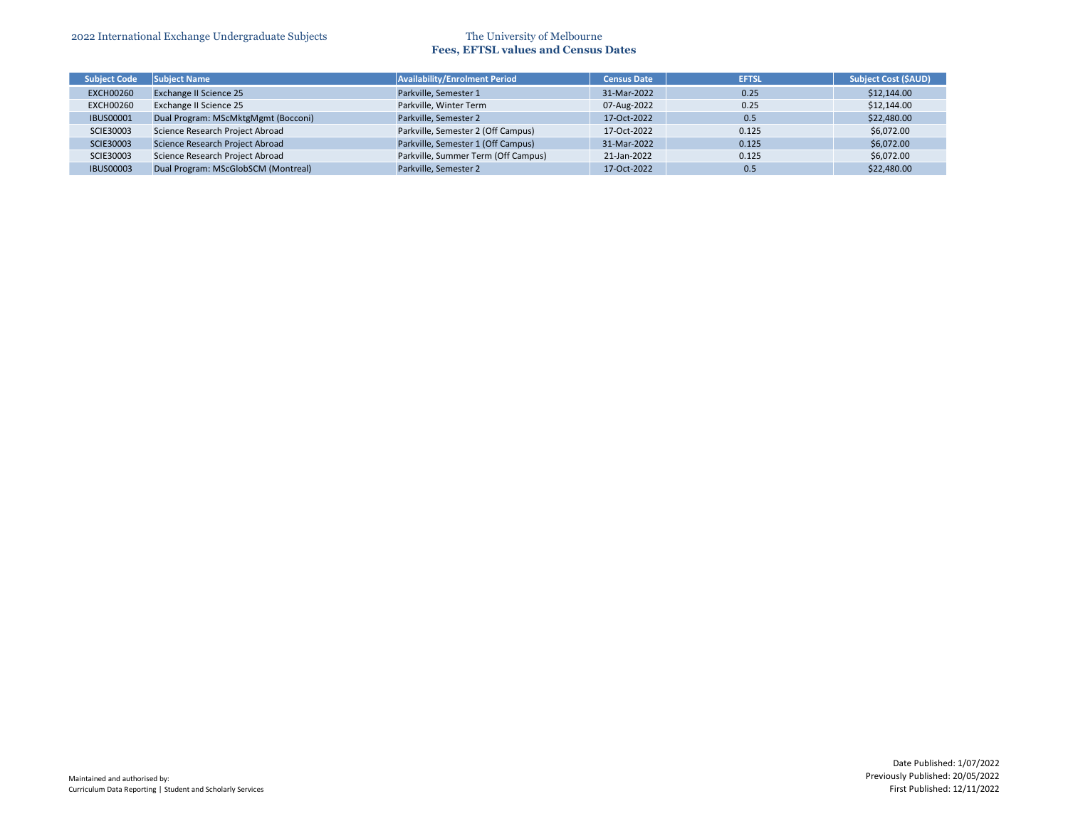| Subject Code | Subject Name | Availability/Enrolment Period | Census Date | EFTSL | Subject Cost ($AUD) |
|---|---|---|---|---|---|
| EXCH00260 | Exchange II Science 25 | Parkville, Semester 1 | 31-Mar-2022 | 0.25 | $12,144.00 |
| EXCH00260 | Exchange II Science 25 | Parkville, Winter Term | 07-Aug-2022 | 0.25 | $12,144.00 |
| IBUS00001 | Dual Program: MScMktgMgmt (Bocconi) | Parkville, Semester 2 | 17-Oct-2022 | 0.5 | $22,480.00 |
| SCIE30003 | Science Research Project Abroad | Parkville, Semester 2 (Off Campus) | 17-Oct-2022 | 0.125 | $6,072.00 |
| SCIE30003 | Science Research Project Abroad | Parkville, Semester 1 (Off Campus) | 31-Mar-2022 | 0.125 | $6,072.00 |
| SCIE30003 | Science Research Project Abroad | Parkville, Summer Term (Off Campus) | 21-Jan-2022 | 0.125 | $6,072.00 |
| IBUS00003 | Dual Program: MScGlobSCM (Montreal) | Parkville, Semester 2 | 17-Oct-2022 | 0.5 | $22,480.00 |

Maintained and authorised by:
Curriculum Data Reporting | Student and Scholarly Services

Date Published: 1/07/2022
Previously Published: 20/05/2022
First Published: 12/11/2022